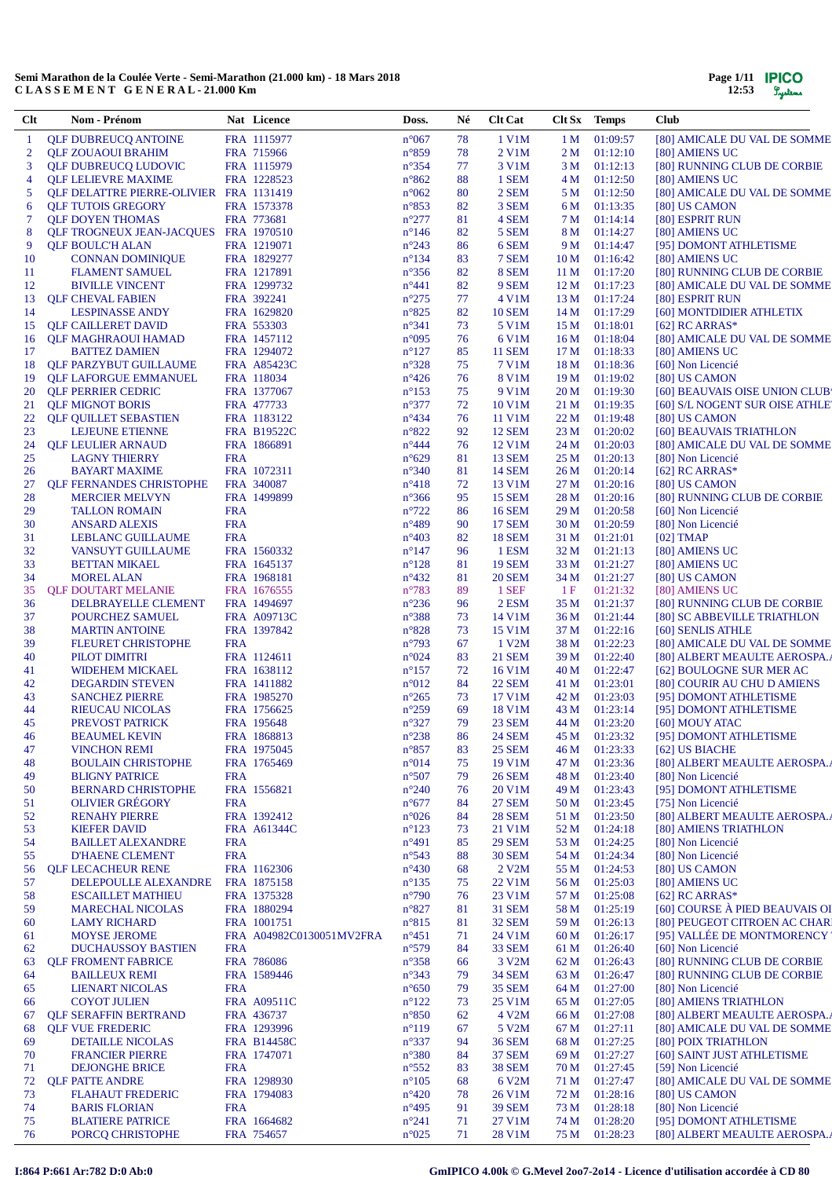**Semi Marathon de la Coulée Verte - Semi-Marathon (21.000 km) - 18 Mars 2018**
**C L A S S E M E N T  G E N E R A L - 21.000 Km**

| Clt | Nom - Prénom | Nat | Licence | Doss. | Né | Clt Cat | Clt Sx | Temps | Club |
|---|---|---|---|---|---|---|---|---|---|
| 1 | QLF DUBREUCQ ANTOINE | FRA | 1115977 | n°067 | 78 | 1 V1M | 1 M | 01:09:57 | [80] AMICALE DU VAL DE SOMME |
| 2 | QLF ZOUAOUI BRAHIM | FRA | 715966 | n°859 | 78 | 2 V1M | 2 M | 01:12:10 | [80] AMIENS UC |
| 3 | QLF DUBREUCQ LUDOVIC | FRA | 1115979 | n°354 | 77 | 3 V1M | 3 M | 01:12:13 | [80] RUNNING CLUB DE CORBIE |
| 4 | QLF LELIEVRE MAXIME | FRA | 1228523 | n°862 | 88 | 1 SEM | 4 M | 01:12:50 | [80] AMIENS UC |
| 5 | QLF DELATTRE PIERRE-OLIVIER | FRA | 1131419 | n°062 | 80 | 2 SEM | 5 M | 01:12:50 | [80] AMICALE DU VAL DE SOMME |
| 6 | QLF TUTOIS GREGORY | FRA | 1573378 | n°853 | 82 | 3 SEM | 6 M | 01:13:35 | [80] US CAMON |
| 7 | QLF DOYEN THOMAS | FRA | 773681 | n°277 | 81 | 4 SEM | 7 M | 01:14:14 | [80] ESPRIT RUN |
| 8 | QLF TROGNEUX JEAN-JACQUES | FRA | 1970510 | n°146 | 82 | 5 SEM | 8 M | 01:14:27 | [80] AMIENS UC |
| 9 | QLF BOULC'H ALAN | FRA | 1219071 | n°243 | 86 | 6 SEM | 9 M | 01:14:47 | [95] DOMONT ATHLETISME |
| 10 | CONNAN DOMINIQUE | FRA | 1829277 | n°134 | 83 | 7 SEM | 10 M | 01:16:42 | [80] AMIENS UC |
| 11 | FLAMENT SAMUEL | FRA | 1217891 | n°356 | 82 | 8 SEM | 11 M | 01:17:20 | [80] RUNNING CLUB DE CORBIE |
| 12 | BIVILLE VINCENT | FRA | 1299732 | n°441 | 82 | 9 SEM | 12 M | 01:17:23 | [80] AMICALE DU VAL DE SOMME |
| 13 | QLF CHEVAL FABIEN | FRA | 392241 | n°275 | 77 | 4 V1M | 13 M | 01:17:24 | [80] ESPRIT RUN |
| 14 | LESPINASSE ANDY | FRA | 1629820 | n°825 | 82 | 10 SEM | 14 M | 01:17:29 | [60] MONTDIDIER ATHLETIX |
| 15 | QLF CAILLERET DAVID | FRA | 553303 | n°341 | 73 | 5 V1M | 15 M | 01:18:01 | [62] RC ARRAS* |
| 16 | QLF MAGHRAOUI HAMAD | FRA | 1457112 | n°095 | 76 | 6 V1M | 16 M | 01:18:04 | [80] AMICALE DU VAL DE SOMME |
| 17 | BATTEZ DAMIEN | FRA | 1294072 | n°127 | 85 | 11 SEM | 17 M | 01:18:33 | [80] AMIENS UC |
| 18 | QLF PARZYBUT GUILLAUME | FRA | A85423C | n°328 | 75 | 7 V1M | 18 M | 01:18:36 | [60] Non Licencié |
| 19 | QLF LAFORGUE EMMANUEL | FRA | 118034 | n°426 | 76 | 8 V1M | 19 M | 01:19:02 | [80] US CAMON |
| 20 | QLF PERRIER CEDRIC | FRA | 1377067 | n°153 | 75 | 9 V1M | 20 M | 01:19:30 | [60] BEAUVAIS OISE UNION CLUB |
| 21 | QLF MIGNOT BORIS | FRA | 477733 | n°377 | 72 | 10 V1M | 21 M | 01:19:35 | [60] S/L NOGENT SUR OISE ATHLE |
| 22 | QLF QUILLET SEBASTIEN | FRA | 1183122 | n°434 | 76 | 11 V1M | 22 M | 01:19:48 | [80] US CAMON |
| 23 | LEJEUNE ETIENNE | FRA | B19522C | n°822 | 92 | 12 SEM | 23 M | 01:20:02 | [60] BEAUVAIS TRIATHLON |
| 24 | QLF LEULIER ARNAUD | FRA | 1866891 | n°444 | 76 | 12 V1M | 24 M | 01:20:03 | [80] AMICALE DU VAL DE SOMME |
| 25 | LAGNY THIERRY | FRA | | n°629 | 81 | 13 SEM | 25 M | 01:20:13 | [80] Non Licencié |
| 26 | BAYART MAXIME | FRA | 1072311 | n°340 | 81 | 14 SEM | 26 M | 01:20:14 | [62] RC ARRAS* |
| 27 | QLF FERNANDES CHRISTOPHE | FRA | 340087 | n°418 | 72 | 13 V1M | 27 M | 01:20:16 | [80] US CAMON |
| 28 | MERCIER MELVYN | FRA | 1499899 | n°366 | 95 | 15 SEM | 28 M | 01:20:16 | [80] RUNNING CLUB DE CORBIE |
| 29 | TALLON ROMAIN | FRA | | n°722 | 86 | 16 SEM | 29 M | 01:20:58 | [60] Non Licencié |
| 30 | ANSARD ALEXIS | FRA | | n°489 | 90 | 17 SEM | 30 M | 01:20:59 | [80] Non Licencié |
| 31 | LEBLANC GUILLAUME | FRA | | n°403 | 82 | 18 SEM | 31 M | 01:21:01 | [02] TMAP |
| 32 | VANSUYT GUILLAUME | FRA | 1560332 | n°147 | 96 | 1 ESM | 32 M | 01:21:13 | [80] AMIENS UC |
| 33 | BETTAN MIKAEL | FRA | 1645137 | n°128 | 81 | 19 SEM | 33 M | 01:21:27 | [80] AMIENS UC |
| 34 | MOREL ALAN | FRA | 1968181 | n°432 | 81 | 20 SEM | 34 M | 01:21:27 | [80] US CAMON |
| 35 | QLF DOUTART MELANIE | FRA | 1676555 | n°783 | 89 | 1 SEF | 1 F | 01:21:32 | [80] AMIENS UC |
| 36 | DELBRAYELLE CLEMENT | FRA | 1494697 | n°236 | 96 | 2 ESM | 35 M | 01:21:37 | [80] RUNNING CLUB DE CORBIE |
| 37 | POURCHEZ SAMUEL | FRA | A09713C | n°388 | 73 | 14 V1M | 36 M | 01:21:44 | [80] SC ABBEVILLE TRIATHLON |
| 38 | MARTIN ANTOINE | FRA | 1397842 | n°828 | 73 | 15 V1M | 37 M | 01:22:16 | [60] SENLIS ATHLE |
| 39 | FLEURET CHRISTOPHE | FRA | | n°793 | 67 | 1 V2M | 38 M | 01:22:23 | [80] AMICALE DU VAL DE SOMME |
| 40 | PILOT DIMITRI | FRA | 1124611 | n°024 | 83 | 21 SEM | 39 M | 01:22:40 | [80] ALBERT MEAULTE AEROSPA.A |
| 41 | WIDEHEM MICKAEL | FRA | 1638112 | n°157 | 72 | 16 V1M | 40 M | 01:22:47 | [62] BOULOGNE SUR MER AC |
| 42 | DEGARDIN STEVEN | FRA | 1411882 | n°012 | 84 | 22 SEM | 41 M | 01:23:01 | [80] COURIR AU CHU D AMIENS |
| 43 | SANCHEZ PIERRE | FRA | 1985270 | n°265 | 73 | 17 V1M | 42 M | 01:23:03 | [95] DOMONT ATHLETISME |
| 44 | RIEUCAU NICOLAS | FRA | 1756625 | n°259 | 69 | 18 V1M | 43 M | 01:23:14 | [95] DOMONT ATHLETISME |
| 45 | PREVOST PATRICK | FRA | 195648 | n°327 | 79 | 23 SEM | 44 M | 01:23:20 | [60] MOUY ATAC |
| 46 | BEAUMEL KEVIN | FRA | 1868813 | n°238 | 86 | 24 SEM | 45 M | 01:23:32 | [95] DOMONT ATHLETISME |
| 47 | VINCHON REMI | FRA | 1975045 | n°857 | 83 | 25 SEM | 46 M | 01:23:33 | [62] US BIACHE |
| 48 | BOULAIN CHRISTOPHE | FRA | 1765469 | n°014 | 75 | 19 V1M | 47 M | 01:23:36 | [80] ALBERT MEAULTE AEROSPA.A |
| 49 | BLIGNY PATRICE | FRA | | n°507 | 79 | 26 SEM | 48 M | 01:23:40 | [80] Non Licencié |
| 50 | BERNARD CHRISTOPHE | FRA | 1556821 | n°240 | 76 | 20 V1M | 49 M | 01:23:43 | [95] DOMONT ATHLETISME |
| 51 | OLIVIER GRÉGORY | FRA | | n°677 | 84 | 27 SEM | 50 M | 01:23:45 | [75] Non Licencié |
| 52 | RENAHY PIERRE | FRA | 1392412 | n°026 | 84 | 28 SEM | 51 M | 01:23:50 | [80] ALBERT MEAULTE AEROSPA.A |
| 53 | KIEFER DAVID | FRA | A61344C | n°123 | 73 | 21 V1M | 52 M | 01:24:18 | [80] AMIENS TRIATHLON |
| 54 | BAILLET ALEXANDRE | FRA | | n°491 | 85 | 29 SEM | 53 M | 01:24:25 | [80] Non Licencié |
| 55 | D'HAENE CLEMENT | FRA | | n°543 | 88 | 30 SEM | 54 M | 01:24:34 | [80] Non Licencié |
| 56 | QLF LECACHEUR RENE | FRA | 1162306 | n°430 | 68 | 2 V2M | 55 M | 01:24:53 | [80] US CAMON |
| 57 | DELEPOULLE ALEXANDRE | FRA | 1875158 | n°135 | 75 | 22 V1M | 56 M | 01:25:03 | [80] AMIENS UC |
| 58 | ESCAILLET MATHIEU | FRA | 1375328 | n°790 | 76 | 23 V1M | 57 M | 01:25:08 | [62] RC ARRAS* |
| 59 | MARECHAL NICOLAS | FRA | 1880294 | n°827 | 81 | 31 SEM | 58 M | 01:25:19 | [60] COURSE À PIED BEAUVAIS OI |
| 60 | LAMY RICHARD | FRA | 1001751 | n°815 | 81 | 32 SEM | 59 M | 01:26:13 | [80] PEUGEOT CITROEN AC CHAR |
| 61 | MOYSE JEROME | FRA | A04982C0130051MV2FRA | n°451 | 71 | 24 V1M | 60 M | 01:26:17 | [95] VALLÉE DE MONTMORENCY |
| 62 | DUCHAUSSOY BASTIEN | FRA | | n°579 | 84 | 33 SEM | 61 M | 01:26:40 | [80] Non Licencié |
| 63 | QLF FROMENT FABRICE | FRA | 786086 | n°358 | 66 | 3 V2M | 62 M | 01:26:43 | [80] RUNNING CLUB DE CORBIE |
| 64 | BAILLEUX REMI | FRA | 1589446 | n°343 | 79 | 34 SEM | 63 M | 01:26:47 | [80] RUNNING CLUB DE CORBIE |
| 65 | LIENART NICOLAS | FRA | | n°650 | 79 | 35 SEM | 64 M | 01:27:00 | [80] Non Licencié |
| 66 | COYOT JULIEN | FRA | A09511C | n°122 | 73 | 25 V1M | 65 M | 01:27:05 | [80] AMIENS TRIATHLON |
| 67 | QLF SERAFFIN BERTRAND | FRA | 436737 | n°850 | 62 | 4 V2M | 66 M | 01:27:08 | [80] ALBERT MEAULTE AEROSPA.A |
| 68 | QLF VUE FREDERIC | FRA | 1293996 | n°119 | 67 | 5 V2M | 67 M | 01:27:11 | [80] AMICALE DU VAL DE SOMME |
| 69 | DETAILLE NICOLAS | FRA | B14458C | n°337 | 94 | 36 SEM | 68 M | 01:27:25 | [80] POIX TRIATHLON |
| 70 | FRANCIER PIERRE | FRA | 1747071 | n°380 | 84 | 37 SEM | 69 M | 01:27:27 | [60] SAINT JUST ATHLETISME |
| 71 | DEJONGHE BRICE | FRA | | n°552 | 83 | 38 SEM | 70 M | 01:27:45 | [59] Non Licencié |
| 72 | QLF PATTE ANDRE | FRA | 1298930 | n°105 | 68 | 6 V2M | 71 M | 01:27:47 | [80] AMICALE DU VAL DE SOMME |
| 73 | FLAHAUT FREDERIC | FRA | 1794083 | n°420 | 78 | 26 V1M | 72 M | 01:28:16 | [80] US CAMON |
| 74 | BARIS FLORIAN | FRA | | n°495 | 91 | 39 SEM | 73 M | 01:28:18 | [80] Non Licencié |
| 75 | BLATIERE PATRICE | FRA | 1664682 | n°241 | 71 | 27 V1M | 74 M | 01:28:20 | [95] DOMONT ATHLETISME |
| 76 | PORCQ CHRISTOPHE | FRA | 754657 | n°025 | 71 | 28 V1M | 75 M | 01:28:23 | [80] ALBERT MEAULTE AEROSPA.A |

I:864 P:661 Ar:782 D:0 Ab:0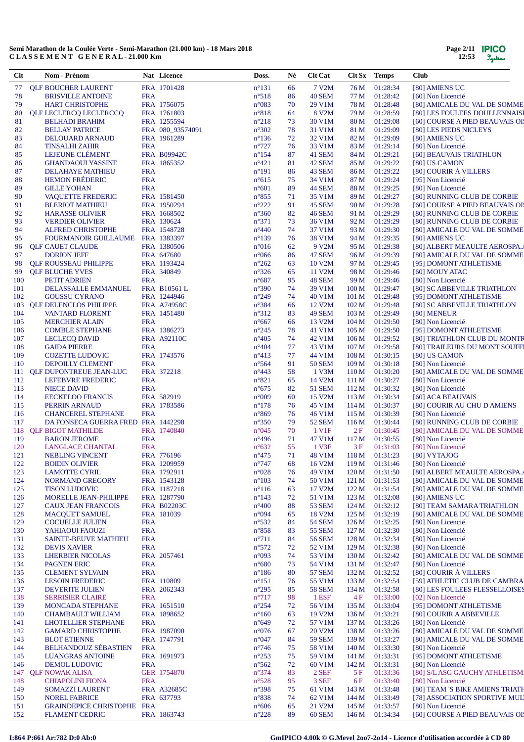**Semi Marathon de la Coulée Verte - Semi-Marathon (21.000 km) - 18 Mars 2018**
**C L A S S E M E N T G E N E R A L - 21.000 Km**

| Clt | Nom - Prénom | Nat | Licence | Doss. | Né | Clt Cat | Clt Sx | Temps | Club |
|---|---|---|---|---|---|---|---|---|---|
| 77 | QLF BOUCHER LAURENT | FRA | 1701428 | n°131 | 66 | 7 V2M | 76 M | 01:28:34 | [80] AMIENS UC |
| 78 | BRISVILLE ANTOINE | FRA | | n°518 | 86 | 40 SEM | 77 M | 01:28:42 | [60] Non Licencié |
| 79 | HART CHRISTOPHE | FRA | 1756075 | n°083 | 70 | 29 V1M | 78 M | 01:28:48 | [80] AMICALE DU VAL DE SOMME |
| 80 | QLF LECLERCQ LECLERCCQ | FRA | 1761803 | n°818 | 64 | 8 V2M | 79 M | 01:28:59 | [80] LES FOULEES DOULLENNAISI |
| 81 | BELHADI BRAHIM | FRA | 1255594 | n°218 | 73 | 30 V1M | 80 M | 01:29:08 | [60] COURSE A PIED BEAUVAIS OI |
| 82 | BELLAY PATRICE | FRA | 080_93574091 | n°302 | 78 | 31 V1M | 81 M | 01:29:09 | [80] LES PIEDS NICLEYS |
| 83 | DELOUARD ARNAUD | FRA | 1961289 | n°136 | 72 | 32 V1M | 82 M | 01:29:09 | [80] AMIENS UC |
| 84 | TINSALHI ZAHIR | FRA | | n°727 | 76 | 33 V1M | 83 M | 01:29:14 | [80] Non Licencié |
| 85 | LEJEUNE CLÉMENT | FRA | B09942C | n°154 | 87 | 41 SEM | 84 M | 01:29:21 | [60] BEAUVAIS TRIATHLON |
| 86 | GHANDAOUI YASSINE | FRA | 1865352 | n°421 | 81 | 42 SEM | 85 M | 01:29:22 | [80] US CAMON |
| 87 | DELAHAYE MATHIEU | FRA | | n°191 | 86 | 43 SEM | 86 M | 01:29:22 | [80] COURIR À VILLERS |
| 88 | HEMON FRÉDERIC | FRA | | n°615 | 75 | 34 V1M | 87 M | 01:29:24 | [95] Non Licencié |
| 89 | GILLE YOHAN | FRA | | n°601 | 89 | 44 SEM | 88 M | 01:29:25 | [80] Non Licencié |
| 90 | VAQUETTE FREDERIC | FRA | 1581450 | n°855 | 71 | 35 V1M | 89 M | 01:29:27 | [80] RUNNING CLUB DE CORBIE |
| 91 | BLERIOT MATHIEU | FRA | 1950294 | n°222 | 91 | 45 SEM | 90 M | 01:29:28 | [60] COURSE A PIED BEAUVAIS OI |
| 92 | HARASSE OLIVIER | FRA | 1668502 | n°360 | 82 | 46 SEM | 91 M | 01:29:29 | [80] RUNNING CLUB DE CORBIE |
| 93 | VERDIER OLIVIER | FRA | 130624 | n°371 | 73 | 36 V1M | 92 M | 01:29:29 | [80] RUNNING CLUB DE CORBIE |
| 94 | ALFRED CHRISTOPHE | FRA | 1548728 | n°440 | 74 | 37 V1M | 93 M | 01:29:30 | [80] AMICALE DU VAL DE SOMME |
| 95 | FOURMANOIR GUILLAUME | FRA | 1383397 | n°139 | 76 | 38 V1M | 94 M | 01:29:35 | [80] AMIENS UC |
| 96 | QLF CAUET CLAUDE | FRA | 1380506 | n°016 | 62 | 9 V2M | 95 M | 01:29:38 | [80] ALBERT MEAULTE AEROSPA.A |
| 97 | DORION JEFF | FRA | 647680 | n°066 | 86 | 47 SEM | 96 M | 01:29:39 | [80] AMICALE DU VAL DE SOMME |
| 98 | QLF ROUSSEAU PHILIPPE | FRA | 1193424 | n°262 | 63 | 10 V2M | 97 M | 01:29:45 | [95] DOMONT ATHLETISME |
| 99 | QLF BLUCHE YVES | FRA | 340849 | n°326 | 65 | 11 V2M | 98 M | 01:29:46 | [60] MOUY ATAC |
| 100 | PETIT ADRIEN | FRA | | n°687 | 95 | 48 SEM | 99 M | 01:29:46 | [80] Non Licencié |
| 101 | DELASSALLE EMMANUEL | FRA | B10561 L | n°390 | 74 | 39 V1M | 100 M | 01:29:47 | [80] SC ABBEVILLE TRIATHLON |
| 102 | GOUSSU CYRANO | FRA | 1244946 | n°249 | 74 | 40 V1M | 101 M | 01:29:48 | [95] DOMONT ATHLETISME |
| 103 | QLF DELENCLOS PHILIPPE | FRA | A74958C | n°384 | 66 | 12 V2M | 102 M | 01:29:48 | [80] SC ABBEVILLE TRIATHLON |
| 104 | VANTARD FLORENT | FRA | 1451480 | n°312 | 83 | 49 SEM | 103 M | 01:29:49 | [80] MENEUR |
| 105 | MERCHIER ALAIN | FRA | | n°667 | 66 | 13 V2M | 104 M | 01:29:50 | [80] Non Licencié |
| 106 | COMBLE STEPHANE | FRA | 1386273 | n°245 | 78 | 41 V1M | 105 M | 01:29:50 | [95] DOMONT ATHLETISME |
| 107 | LECLECQ DAVID | FRA | A92110C | n°405 | 74 | 42 V1M | 106 M | 01:29:52 | [80] TRIATHLON CLUB DU MONTR |
| 108 | GAIDA PIERRE | FRA | | n°404 | 77 | 43 V1M | 107 M | 01:29:58 | [80] TRAILEURS DU MONT SOUFFI |
| 109 | COZETTE LUDOVIC | FRA | 1743576 | n°413 | 77 | 44 V1M | 108 M | 01:30:15 | [80] US CAMON |
| 110 | DEPOILLY CLEMENT | FRA | | n°564 | 91 | 50 SEM | 109 M | 01:30:18 | [80] Non Licencié |
| 111 | QLF DUPONTREUE JEAN-LUC | FRA | 372218 | n°443 | 58 | 1 V3M | 110 M | 01:30:20 | [80] AMICALE DU VAL DE SOMME |
| 112 | LEFEBVRE FREDERIC | FRA | | n°821 | 65 | 14 V2M | 111 M | 01:30:27 | [80] Non Licencié |
| 113 | NIECE DAVID | FRA | | n°675 | 82 | 51 SEM | 112 M | 01:30:32 | [80] Non Licencié |
| 114 | EECKELOO FRANCIS | FRA | 582919 | n°009 | 60 | 15 V2M | 113 M | 01:30:34 | [60] ACA BEAUVAIS |
| 115 | PERRIN ARNAUD | FRA | 1783586 | n°178 | 76 | 45 V1M | 114 M | 01:30:37 | [80] COURIR AU CHU D AMIENS |
| 116 | CHANCEREL STEPHANE | FRA | | n°869 | 76 | 46 V1M | 115 M | 01:30:39 | [80] Non Licencié |
| 117 | DA FONSECA GUERRA FRED | FRA | 1442298 | n°350 | 79 | 52 SEM | 116 M | 01:30:44 | [80] RUNNING CLUB DE CORBIE |
| 118 | QLF BIGOT MATHILDE | FRA | 1740840 | n°045 | 70 | 1 V1F | 2 F | 01:30:45 | [80] AMICALE DU VAL DE SOMME |
| 119 | BARON JEROME | FRA | | n°496 | 71 | 47 V1M | 117 M | 01:30:55 | [80] Non Licencié |
| 120 | LANGLACE CHANTAL | FRA | | n°632 | 55 | 1 V3F | 3 F | 01:31:03 | [80] Non Licencié |
| 121 | NEBLING VINCENT | FRA | 776196 | n°475 | 71 | 48 V1M | 118 M | 01:31:23 | [80] VYTAJOG |
| 122 | BOIDIN OLIVIER | FRA | 1209959 | n°747 | 68 | 16 V2M | 119 M | 01:31:46 | [80] Non Licencié |
| 123 | LAMOTTE CYRIL | FRA | 1792911 | n°028 | 76 | 49 V1M | 120 M | 01:31:50 | [80] ALBERT MEAULTE AEROSPA.A |
| 124 | NORMAND GREGORY | FRA | 1543128 | n°103 | 74 | 50 V1M | 121 M | 01:31:53 | [80] AMICALE DU VAL DE SOMME |
| 125 | TISON LUDOVIC | FRA | 1187218 | n°116 | 63 | 17 V2M | 122 M | 01:31:54 | [80] AMICALE DU VAL DE SOMME |
| 126 | MORELLE JEAN-PHILIPPE | FRA | 1287790 | n°143 | 72 | 51 V1M | 123 M | 01:32:08 | [80] AMIENS UC |
| 127 | CAUX JEAN FRANCOIS | FRA | B02203C | n°400 | 88 | 53 SEM | 124 M | 01:32:12 | [80] TEAM SAMARA TRIATHLON |
| 128 | MACQUET SAMUEL | FRA | 181039 | n°094 | 65 | 18 V2M | 125 M | 01:32:19 | [80] AMICALE DU VAL DE SOMME |
| 129 | COCUELLE JULIEN | FRA | | n°532 | 84 | 54 SEM | 126 M | 01:32:25 | [80] Non Licencié |
| 130 | YAHIAOUI FAOUZI | FRA | | n°858 | 83 | 55 SEM | 127 M | 01:32:30 | [80] Non Licencié |
| 131 | SAINTE-BEUVE MATHIEU | FRA | | n°711 | 84 | 56 SEM | 128 M | 01:32:34 | [80] Non Licencié |
| 132 | DEVIS XAVIER | FRA | | n°572 | 72 | 52 V1M | 129 M | 01:32:38 | [80] Non Licencié |
| 133 | LHERBIER NICOLAS | FRA | 2057461 | n°093 | 74 | 53 V1M | 130 M | 01:32:42 | [80] AMICALE DU VAL DE SOMME |
| 134 | PAGNEN ERIC | FRA | | n°680 | 73 | 54 V1M | 131 M | 01:32:47 | [80] Non Licencié |
| 135 | CLEMENT SYLVAIN | FRA | | n°186 | 80 | 57 SEM | 132 M | 01:32:52 | [80] COURIR À VILLERS |
| 136 | LESOIN FREDERIC | FRA | 110809 | n°151 | 76 | 55 V1M | 133 M | 01:32:54 | [59] ATHLETIC CLUB DE CAMBRA |
| 137 | DEVERITE JULIEN | FRA | 2062343 | n°295 | 85 | 58 SEM | 134 M | 01:32:58 | [80] LES FOULEES FLESSELLOISES |
| 138 | SERRISIER CLAIRE | FRA | | n°717 | 98 | 1 ESF | 4 F | 01:33:00 | [02] Non Licencié |
| 139 | MONCADA STEPHANE | FRA | 1651510 | n°254 | 72 | 56 V1M | 135 M | 01:33:04 | [95] DOMONT ATHLETISME |
| 140 | CHAMBAULT WILLIAM | FRA | 1898652 | n°160 | 63 | 19 V2M | 136 M | 01:33:21 | [80] COURIR A ABBEVILLE |
| 141 | LHOTELLIER STEPHANE | FRA | | n°649 | 72 | 57 V1M | 137 M | 01:33:26 | [80] Non Licencié |
| 142 | GAMARD CHRISTOPHE | FRA | 1987090 | n°076 | 67 | 20 V2M | 138 M | 01:33:26 | [80] AMICALE DU VAL DE SOMME |
| 143 | BLOT ETIENNE | FRA | 1747791 | n°047 | 84 | 59 SEM | 139 M | 01:33:27 | [80] AMICALE DU VAL DE SOMME |
| 144 | BELHANDOUZ SÉBASTIEN | FRA | | n°746 | 75 | 58 V1M | 140 M | 01:33:30 | [80] Non Licencié |
| 145 | LUANGRAS ANTOINE | FRA | 1691973 | n°253 | 75 | 59 V1M | 141 M | 01:33:31 | [95] DOMONT ATHLETISME |
| 146 | DEMOL LUDOVIC | FRA | | n°562 | 72 | 60 V1M | 142 M | 01:33:31 | [80] Non Licencié |
| 147 | QLF NOWAK ALISA | GER | 1754870 | n°374 | 83 | 2 SEF | 5 F | 01:33:36 | [80] S/L ASG GAUCHY ATHLETISMI |
| 148 | CHIAPOLINI FIONA | FRA | | n°528 | 95 | 3 SEF | 6 F | 01:33:40 | [80] Non Licencié |
| 149 | SOMAZZI LAURENT | FRA | A32685C | n°398 | 75 | 61 V1M | 143 M | 01:33:48 | [80] TEAM 'S BIKE AMIENS TRIATH |
| 150 | NOREL FABRICE | FRA | 637793 | n°838 | 74 | 62 V1M | 144 M | 01:33:49 | [78] ASSOCIATION SPORTIVE MUL |
| 151 | GRAINDEPICE CHRISTOPHE | FRA | | n°606 | 65 | 21 V2M | 145 M | 01:33:57 | [80] Non Licencié |
| 152 | FLAMENT CEDRIC | FRA | 1863743 | n°228 | 89 | 60 SEM | 146 M | 01:34:34 | [60] COURSE A PIED BEAUVAIS OI |

I:864 P:661 Ar:782 D:0 Ab:0

GmIPICO 4.00k © G.Mevel 2oo7-2o14 - Licence d'utilisation accordée à CD 80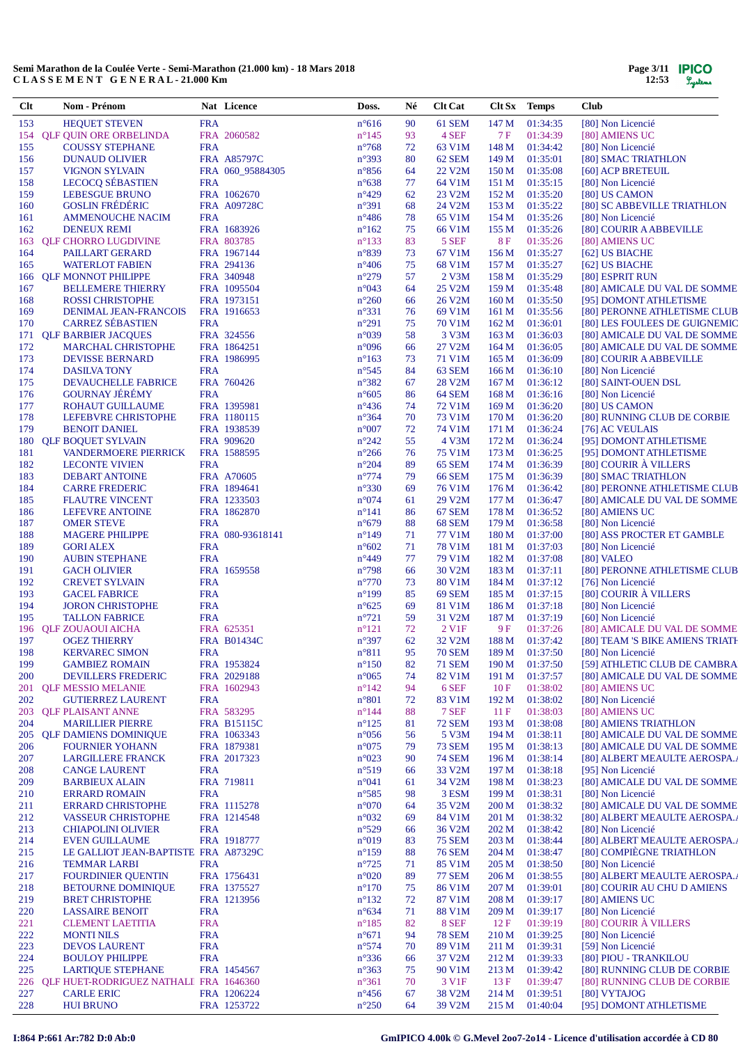**Semi Marathon de la Coulée Verte - Semi-Marathon (21.000 km) - 18 Mars 2018**
**C L A S S E M E N T G E N E R A L - 21.000 Km**

| Clt | Nom - Prénom | Nat | Licence | Doss. | Né | Clt Cat | Clt Sx | Temps | Club |
|---|---|---|---|---|---|---|---|---|---|
| 153 | HEQUET STEVEN | FRA | | n°616 | 90 | 61 SEM | 147 M | 01:34:35 | [80] Non Licencié |
| 154 | QLF QUIN ORE ORBELINDA | FRA | 2060582 | n°145 | 93 | 4 SEF | 7 F | 01:34:39 | [80] AMIENS UC |
| 155 | COUSSY STEPHANE | FRA | | n°768 | 72 | 63 V1M | 148 M | 01:34:42 | [80] Non Licencié |
| 156 | DUNAUD OLIVIER | FRA | A85797C | n°393 | 80 | 62 SEM | 149 M | 01:35:01 | [80] SMAC TRIATHLON |
| 157 | VIGNON SYLVAIN | FRA | 060_95884305 | n°856 | 64 | 22 V2M | 150 M | 01:35:08 | [60] ACP BRETEUIL |
| 158 | LECOCQ SÉBASTIEN | FRA | | n°638 | 77 | 64 V1M | 151 M | 01:35:15 | [80] Non Licencié |
| 159 | LEBESGUE BRUNO | FRA | 1062670 | n°429 | 62 | 23 V2M | 152 M | 01:35:20 | [80] US CAMON |
| 160 | GOSLIN FRÉDÉRIC | FRA | A09728C | n°391 | 68 | 24 V2M | 153 M | 01:35:22 | [80] SC ABBEVILLE TRIATHLON |
| 161 | AMMENOUCHE NACIM | FRA | | n°486 | 78 | 65 V1M | 154 M | 01:35:26 | [80] Non Licencié |
| 162 | DENEUX REMI | FRA | 1683926 | n°162 | 75 | 66 V1M | 155 M | 01:35:26 | [80] COURIR A ABBEVILLE |
| 163 | QLF CHORRO LUGDIVINE | FRA | 803785 | n°133 | 83 | 5 SEF | 8 F | 01:35:26 | [80] AMIENS UC |
| 164 | PAILLART GERARD | FRA | 1967144 | n°839 | 73 | 67 V1M | 156 M | 01:35:27 | [62] US BIACHE |
| 165 | WATERLOT FABIEN | FRA | 294136 | n°406 | 75 | 68 V1M | 157 M | 01:35:27 | [62] US BIACHE |
| 166 | QLF MONNOT PHILIPPE | FRA | 340948 | n°279 | 57 | 2 V3M | 158 M | 01:35:29 | [80] ESPRIT RUN |
| 167 | BELLEMERE THIERRY | FRA | 1095504 | n°043 | 64 | 25 V2M | 159 M | 01:35:48 | [80] AMICALE DU VAL DE SOMME |
| 168 | ROSSI CHRISTOPHE | FRA | 1973151 | n°260 | 66 | 26 V2M | 160 M | 01:35:50 | [95] DOMONT ATHLETISME |
| 169 | DENIMAL JEAN-FRANCOIS | FRA | 1916653 | n°331 | 76 | 69 V1M | 161 M | 01:35:56 | [80] PERONNE ATHLETISME CLUB |
| 170 | CARREZ SÉBASTIEN | FRA | | n°291 | 75 | 70 V1M | 162 M | 01:36:01 | [80] LES FOULEES DE GUIGNEMIC |
| 171 | QLF BARBIER JACQUES | FRA | 324556 | n°039 | 58 | 3 V3M | 163 M | 01:36:03 | [80] AMICALE DU VAL DE SOMME |
| 172 | MARCHAL CHRISTOPHE | FRA | 1864251 | n°096 | 66 | 27 V2M | 164 M | 01:36:05 | [80] AMICALE DU VAL DE SOMME |
| 173 | DEVISSE BERNARD | FRA | 1986995 | n°163 | 73 | 71 V1M | 165 M | 01:36:09 | [80] COURIR A ABBEVILLE |
| 174 | DASILVA TONY | FRA | | n°545 | 84 | 63 SEM | 166 M | 01:36:10 | [80] Non Licencié |
| 175 | DEVAUCHELLE FABRICE | FRA | 760426 | n°382 | 67 | 28 V2M | 167 M | 01:36:12 | [80] SAINT-OUEN DSL |
| 176 | GOURNAY JÉRÉMY | FRA | | n°605 | 86 | 64 SEM | 168 M | 01:36:16 | [80] Non Licencié |
| 177 | ROHAUT GUILLAUME | FRA | 1395981 | n°436 | 74 | 72 V1M | 169 M | 01:36:20 | [80] US CAMON |
| 178 | LEFEBVRE CHRISTOPHE | FRA | 1180115 | n°364 | 70 | 73 V1M | 170 M | 01:36:20 | [80] RUNNING CLUB DE CORBIE |
| 179 | BENOIT DANIEL | FRA | 1938539 | n°007 | 72 | 74 V1M | 171 M | 01:36:24 | [76] AC VEULAIS |
| 180 | QLF BOQUET SYLVAIN | FRA | 909620 | n°242 | 55 | 4 V3M | 172 M | 01:36:24 | [95] DOMONT ATHLETISME |
| 181 | VANDERMOERE PIERRICK | FRA | 1588595 | n°266 | 76 | 75 V1M | 173 M | 01:36:25 | [95] DOMONT ATHLETISME |
| 182 | LECONTE VIVIEN | FRA | | n°204 | 89 | 65 SEM | 174 M | 01:36:39 | [80] COURIR À VILLERS |
| 183 | DEBART ANTOINE | FRA | A70605 | n°774 | 79 | 66 SEM | 175 M | 01:36:39 | [80] SMAC TRIATHLON |
| 184 | CARRE FREDERIC | FRA | 1894641 | n°330 | 69 | 76 V1M | 176 M | 01:36:42 | [80] PERONNE ATHLETISME CLUB |
| 185 | FLAUTRE VINCENT | FRA | 1233503 | n°074 | 61 | 29 V2M | 177 M | 01:36:47 | [80] AMICALE DU VAL DE SOMME |
| 186 | LEFEVRE ANTOINE | FRA | 1862870 | n°141 | 86 | 67 SEM | 178 M | 01:36:52 | [80] AMIENS UC |
| 187 | OMER STEVE | FRA | | n°679 | 88 | 68 SEM | 179 M | 01:36:58 | [80] Non Licencié |
| 188 | MAGERE PHILIPPE | FRA | 080-93618141 | n°149 | 71 | 77 V1M | 180 M | 01:37:00 | [80] ASS PROCTER ET GAMBLE |
| 189 | GORI ALEX | FRA | | n°602 | 71 | 78 V1M | 181 M | 01:37:03 | [80] Non Licencié |
| 190 | AUBIN STEPHANE | FRA | | n°449 | 77 | 79 V1M | 182 M | 01:37:08 | [80] VALEO |
| 191 | GACH OLIVIER | FRA | 1659558 | n°798 | 66 | 30 V2M | 183 M | 01:37:11 | [80] PERONNE ATHLETISME CLUB |
| 192 | CREVET SYLVAIN | FRA | | n°770 | 73 | 80 V1M | 184 M | 01:37:12 | [76] Non Licencié |
| 193 | GACEL FABRICE | FRA | | n°199 | 85 | 69 SEM | 185 M | 01:37:15 | [80] COURIR À VILLERS |
| 194 | JORON CHRISTOPHE | FRA | | n°625 | 69 | 81 V1M | 186 M | 01:37:18 | [80] Non Licencié |
| 195 | TALLON FABRICE | FRA | | n°721 | 59 | 31 V2M | 187 M | 01:37:19 | [60] Non Licencié |
| 196 | QLF ZOUAOUI AICHA | FRA | 625351 | n°121 | 72 | 2 V1F | 9 F | 01:37:26 | [80] AMICALE DU VAL DE SOMME |
| 197 | OGEZ THIERRY | FRA | B01434C | n°397 | 62 | 32 V2M | 188 M | 01:37:42 | [80] TEAM 'S BIKE AMIENS TRIATH |
| 198 | KERVAREC SIMON | FRA | | n°811 | 95 | 70 SEM | 189 M | 01:37:50 | [80] Non Licencié |
| 199 | GAMBIEZ ROMAIN | FRA | 1953824 | n°150 | 82 | 71 SEM | 190 M | 01:37:50 | [59] ATHLETIC CLUB DE CAMBRA |
| 200 | DEVILLERS FREDERIC | FRA | 2029188 | n°065 | 74 | 82 V1M | 191 M | 01:37:57 | [80] AMICALE DU VAL DE SOMME |
| 201 | QLF MESSIO MELANIE | FRA | 1602943 | n°142 | 94 | 6 SEF | 10 F | 01:38:02 | [80] AMIENS UC |
| 202 | GUTIERREZ LAURENT | FRA | | n°801 | 72 | 83 V1M | 192 M | 01:38:02 | [80] Non Licencié |
| 203 | QLF PLAISANT ANNE | FRA | 583295 | n°144 | 88 | 7 SEF | 11 F | 01:38:03 | [80] AMIENS UC |
| 204 | MARILLIER PIERRE | FRA | B15115C | n°125 | 81 | 72 SEM | 193 M | 01:38:08 | [80] AMIENS TRIATHLON |
| 205 | QLF DAMIENS DOMINIQUE | FRA | 1063343 | n°056 | 56 | 5 V3M | 194 M | 01:38:11 | [80] AMICALE DU VAL DE SOMME |
| 206 | FOURNIER YOHANN | FRA | 1879381 | n°075 | 79 | 73 SEM | 195 M | 01:38:13 | [80] AMICALE DU VAL DE SOMME |
| 207 | LARGILLERE FRANCK | FRA | 2017323 | n°023 | 90 | 74 SEM | 196 M | 01:38:14 | [80] ALBERT MEAULTE AEROSPA. |
| 208 | CANGE LAURENT | FRA | | n°519 | 66 | 33 V2M | 197 M | 01:38:18 | [95] Non Licencié |
| 209 | BARBIEUX ALAIN | FRA | 719811 | n°041 | 61 | 34 V2M | 198 M | 01:38:23 | [80] AMICALE DU VAL DE SOMME |
| 210 | ERRARD ROMAIN | FRA | | n°585 | 98 | 3 ESM | 199 M | 01:38:31 | [80] Non Licencié |
| 211 | ERRARD CHRISTOPHE | FRA | 1115278 | n°070 | 64 | 35 V2M | 200 M | 01:38:32 | [80] AMICALE DU VAL DE SOMME |
| 212 | VASSEUR CHRISTOPHE | FRA | 1214548 | n°032 | 69 | 84 V1M | 201 M | 01:38:32 | [80] ALBERT MEAULTE AEROSPA. |
| 213 | CHIAPOLINI OLIVIER | FRA | | n°529 | 66 | 36 V2M | 202 M | 01:38:42 | [80] Non Licencié |
| 214 | EVEN GUILLAUME | FRA | 1918777 | n°019 | 83 | 75 SEM | 203 M | 01:38:44 | [80] ALBERT MEAULTE AEROSPA. |
| 215 | LE GALLIOT JEAN-BAPTISTE | FRA | A87329C | n°159 | 88 | 76 SEM | 204 M | 01:38:47 | [80] COMPIÈGNE TRIATHLON |
| 216 | TEMMAR LARBI | FRA | | n°725 | 71 | 85 V1M | 205 M | 01:38:50 | [80] Non Licencié |
| 217 | FOURDINIER QUENTIN | FRA | 1756431 | n°020 | 89 | 77 SEM | 206 M | 01:38:55 | [80] ALBERT MEAULTE AEROSPA. |
| 218 | BETOURNE DOMINIQUE | FRA | 1375527 | n°170 | 75 | 86 V1M | 207 M | 01:39:01 | [80] COURIR AU CHU D AMIENS |
| 219 | BRET CHRISTOPHE | FRA | 1213956 | n°132 | 72 | 87 V1M | 208 M | 01:39:17 | [80] AMIENS UC |
| 220 | LASSAIRE BENOIT | FRA | | n°634 | 71 | 88 V1M | 209 M | 01:39:17 | [80] Non Licencié |
| 221 | CLEMENT LAETITIA | FRA | | n°185 | 82 | 8 SEF | 12 F | 01:39:19 | [80] COURIR À VILLERS |
| 222 | MONTI NILS | FRA | | n°671 | 94 | 78 SEM | 210 M | 01:39:25 | [80] Non Licencié |
| 223 | DEVOS LAURENT | FRA | | n°574 | 70 | 89 V1M | 211 M | 01:39:31 | [59] Non Licencié |
| 224 | BOULOY PHILIPPE | FRA | | n°336 | 66 | 37 V2M | 212 M | 01:39:33 | [80] PIOU - TRANKILOU |
| 225 | LARTIQUE STEPHANE | FRA | 1454567 | n°363 | 75 | 90 V1M | 213 M | 01:39:42 | [80] RUNNING CLUB DE CORBIE |
| 226 | QLF HUET-RODRIGUEZ NATHALI | FRA | 1646360 | n°361 | 70 | 3 V1F | 13 F | 01:39:47 | [80] RUNNING CLUB DE CORBIE |
| 227 | CARLE ERIC | FRA | 1206224 | n°456 | 67 | 38 V2M | 214 M | 01:39:51 | [80] VYTAJOG |
| 228 | HUI BRUNO | FRA | 1253722 | n°250 | 64 | 39 V2M | 215 M | 01:40:04 | [95] DOMONT ATHLETISME |

I:864 P:661 Ar:782 D:0 Ab:0

GmIPICO 4.00k © G.Mevel 2oo7-2o14 - Licence d'utilisation accordée à CD 80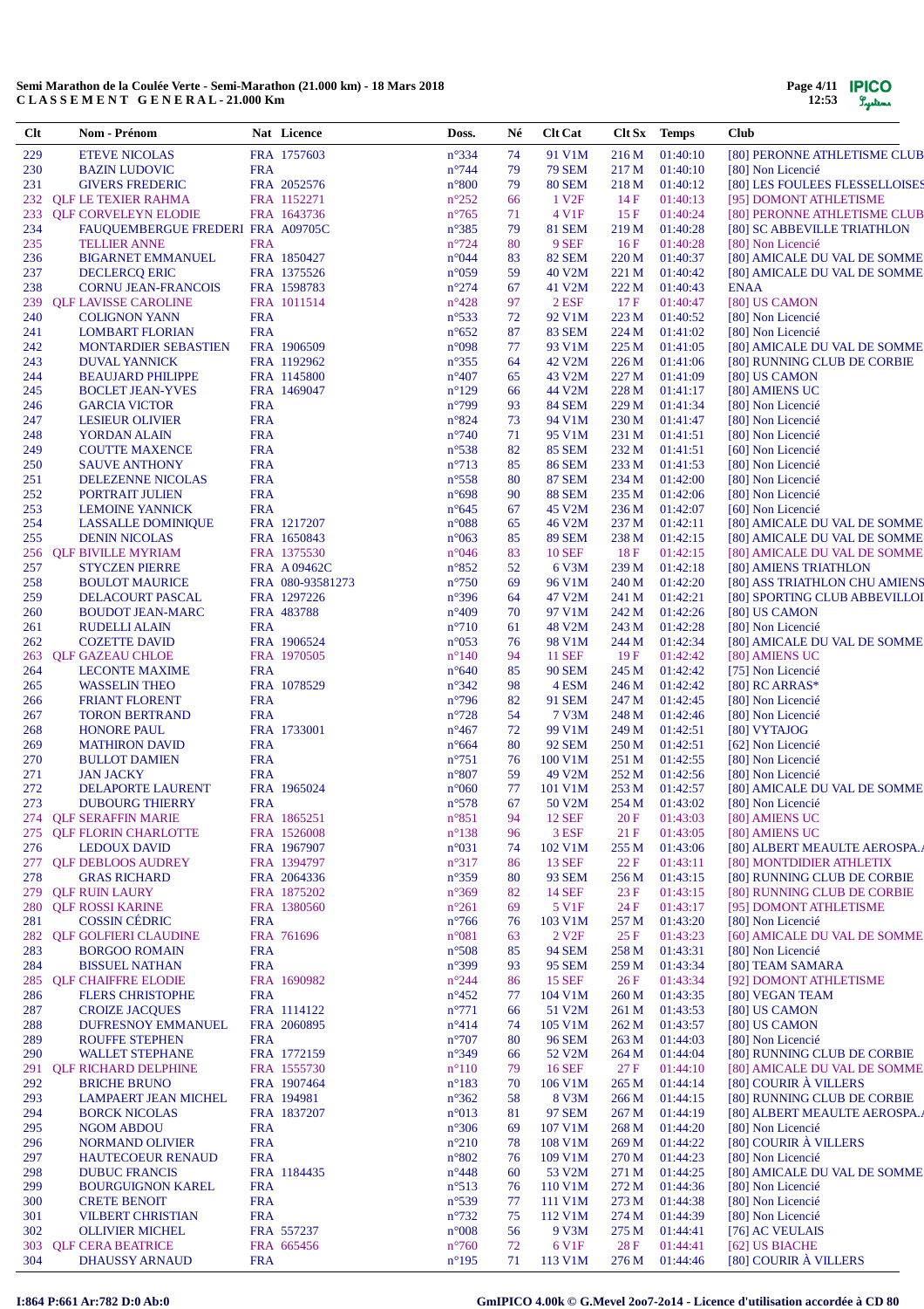**Semi Marathon de la Coulée Verte - Semi-Marathon (21.000 km) - 18 Mars 2018**
**C L A S S E M E N T G E N E R A L - 21.000 Km**

| Clt | | Nom - Prénom | Nat | Licence | Doss. | Né | Clt Cat | Clt Sx | Temps | Club |
|---|---|---|---|---|---|---|---|---|---|---|
| 229 | | ETEVE NICOLAS | FRA | 1757603 | n°334 | 74 | 91 V1M | 216 M | 01:40:10 | [80] PERONNE ATHLETISME CLUB |
| 230 | | BAZIN LUDOVIC | FRA | | n°744 | 79 | 79 SEM | 217 M | 01:40:10 | [80] Non Licencié |
| 231 | | GIVERS FREDERIC | FRA | 2052576 | n°800 | 79 | 80 SEM | 218 M | 01:40:12 | [80] LES FOULEES FLESSELLOISES |
| 232 | QLF | LE TEXIER RAHMA | FRA | 1152271 | n°252 | 66 | 1 V2F | 14 F | 01:40:13 | [95] DOMONT ATHLETISME |
| 233 | QLF | CORVELEYN ELODIE | FRA | 1643736 | n°765 | 71 | 4 V1F | 15 F | 01:40:24 | [80] PERONNE ATHLETISME CLUB |
| 234 | | FAUQUEMBERGUE FREDERI | FRA | A09705C | n°385 | 79 | 81 SEM | 219 M | 01:40:28 | [80] SC ABBEVILLE TRIATHLON |
| 235 | | TELLIER ANNE | FRA | | n°724 | 80 | 9 SEF | 16 F | 01:40:28 | [80] Non Licencié |
| 236 | | BIGARNET EMMANUEL | FRA | 1850427 | n°044 | 83 | 82 SEM | 220 M | 01:40:37 | [80] AMICALE DU VAL DE SOMME |
| 237 | | DECLERCQ ERIC | FRA | 1375526 | n°059 | 59 | 40 V2M | 221 M | 01:40:42 | [80] AMICALE DU VAL DE SOMME |
| 238 | | CORNU JEAN-FRANCOIS | FRA | 1598783 | n°274 | 67 | 41 V2M | 222 M | 01:40:43 | ENAA |
| 239 | QLF | LAVISSE CAROLINE | FRA | 1011514 | n°428 | 97 | 2 ESF | 17 F | 01:40:47 | [80] US CAMON |
| 240 | | COLIGNON YANN | FRA | | n°533 | 72 | 92 V1M | 223 M | 01:40:52 | [80] Non Licencié |
| 241 | | LOMBART FLORIAN | FRA | | n°652 | 87 | 83 SEM | 224 M | 01:41:02 | [80] Non Licencié |
| 242 | | MONTARDIER SEBASTIEN | FRA | 1906509 | n°098 | 77 | 93 V1M | 225 M | 01:41:05 | [80] AMICALE DU VAL DE SOMME |
| 243 | | DUVAL YANNICK | FRA | 1192962 | n°355 | 64 | 42 V2M | 226 M | 01:41:06 | [80] RUNNING CLUB DE CORBIE |
| 244 | | BEAUJARD PHILIPPE | FRA | 1145800 | n°407 | 65 | 43 V2M | 227 M | 01:41:09 | [80] US CAMON |
| 245 | | BOCLET JEAN-YVES | FRA | 1469047 | n°129 | 66 | 44 V2M | 228 M | 01:41:17 | [80] AMIENS UC |
| 246 | | GARCIA VICTOR | FRA | | n°799 | 93 | 84 SEM | 229 M | 01:41:34 | [80] Non Licencié |
| 247 | | LESIEUR OLIVIER | FRA | | n°824 | 73 | 94 V1M | 230 M | 01:41:47 | [80] Non Licencié |
| 248 | | YORDAN ALAIN | FRA | | n°740 | 71 | 95 V1M | 231 M | 01:41:51 | [80] Non Licencié |
| 249 | | COUTTE MAXENCE | FRA | | n°538 | 82 | 85 SEM | 232 M | 01:41:51 | [60] Non Licencié |
| 250 | | SAUVE ANTHONY | FRA | | n°713 | 85 | 86 SEM | 233 M | 01:41:53 | [80] Non Licencié |
| 251 | | DELEZENNE NICOLAS | FRA | | n°558 | 80 | 87 SEM | 234 M | 01:42:00 | [80] Non Licencié |
| 252 | | PORTRAIT JULIEN | FRA | | n°698 | 90 | 88 SEM | 235 M | 01:42:06 | [80] Non Licencié |
| 253 | | LEMOINE YANNICK | FRA | | n°645 | 67 | 45 V2M | 236 M | 01:42:07 | [60] Non Licencié |
| 254 | | LASSALLE DOMINIQUE | FRA | 1217207 | n°088 | 65 | 46 V2M | 237 M | 01:42:11 | [80] AMICALE DU VAL DE SOMME |
| 255 | | DENIN NICOLAS | FRA | 1650843 | n°063 | 85 | 89 SEM | 238 M | 01:42:15 | [80] AMICALE DU VAL DE SOMME |
| 256 | QLF | BIVILLE MYRIAM | FRA | 1375530 | n°046 | 83 | 10 SEF | 18 F | 01:42:15 | [80] AMICALE DU VAL DE SOMME |
| 257 | | STYCZEN PIERRE | FRA | A 09462C | n°852 | 52 | 6 V3M | 239 M | 01:42:18 | [80] AMIENS TRIATHLON |
| 258 | | BOULOT MAURICE | FRA | 080-93581273 | n°750 | 69 | 96 V1M | 240 M | 01:42:20 | [80] ASS TRIATHLON CHU AMIENS |
| 259 | | DELACOURT PASCAL | FRA | 1297226 | n°396 | 64 | 47 V2M | 241 M | 01:42:21 | [80] SPORTING CLUB ABBEVILLOI |
| 260 | | BOUDOT JEAN-MARC | FRA | 483788 | n°409 | 70 | 97 V1M | 242 M | 01:42:26 | [80] US CAMON |
| 261 | | RUDELLI ALAIN | FRA | | n°710 | 61 | 48 V2M | 243 M | 01:42:28 | [80] Non Licencié |
| 262 | | COZETTE DAVID | FRA | 1906524 | n°053 | 76 | 98 V1M | 244 M | 01:42:34 | [80] AMICALE DU VAL DE SOMME |
| 263 | QLF | GAZEAU CHLOE | FRA | 1970505 | n°140 | 94 | 11 SEF | 19 F | 01:42:42 | [80] AMIENS UC |
| 264 | | LECONTE MAXIME | FRA | | n°640 | 85 | 90 SEM | 245 M | 01:42:42 | [75] Non Licencié |
| 265 | | WASSELIN THEO | FRA | 1078529 | n°342 | 98 | 4 ESM | 246 M | 01:42:42 | [80] RC ARRAS* |
| 266 | | FRIANT FLORENT | FRA | | n°796 | 82 | 91 SEM | 247 M | 01:42:45 | [80] Non Licencié |
| 267 | | TORON BERTRAND | FRA | | n°728 | 54 | 7 V3M | 248 M | 01:42:46 | [80] Non Licencié |
| 268 | | HONORE PAUL | FRA | 1733001 | n°467 | 72 | 99 V1M | 249 M | 01:42:51 | [80] VYTAJOG |
| 269 | | MATHIRON DAVID | FRA | | n°664 | 80 | 92 SEM | 250 M | 01:42:51 | [62] Non Licencié |
| 270 | | BULLOT DAMIEN | FRA | | n°751 | 76 | 100 V1M | 251 M | 01:42:55 | [80] Non Licencié |
| 271 | | JAN JACKY | FRA | | n°807 | 59 | 49 V2M | 252 M | 01:42:56 | [80] Non Licencié |
| 272 | | DELAPORTE LAURENT | FRA | 1965024 | n°060 | 77 | 101 V1M | 253 M | 01:42:57 | [80] AMICALE DU VAL DE SOMME |
| 273 | | DUBOURG THIERRY | FRA | | n°578 | 67 | 50 V2M | 254 M | 01:43:02 | [80] Non Licencié |
| 274 | QLF | SERAFFIN MARIE | FRA | 1865251 | n°851 | 94 | 12 SEF | 20 F | 01:43:03 | [80] AMIENS UC |
| 275 | QLF | FLORIN CHARLOTTE | FRA | 1526008 | n°138 | 96 | 3 ESF | 21 F | 01:43:05 | [80] AMIENS UC |
| 276 | | LEDOUX DAVID | FRA | 1967907 | n°031 | 74 | 102 V1M | 255 M | 01:43:06 | [80] ALBERT MEAULTE AEROSPA.A |
| 277 | QLF | DEBLOOS AUDREY | FRA | 1394797 | n°317 | 86 | 13 SEF | 22 F | 01:43:11 | [80] MONTDIDIER ATHLETIX |
| 278 | | GRAS RICHARD | FRA | 2064336 | n°359 | 80 | 93 SEM | 256 M | 01:43:15 | [80] RUNNING CLUB DE CORBIE |
| 279 | QLF | RUIN LAURY | FRA | 1875202 | n°369 | 82 | 14 SEF | 23 F | 01:43:15 | [80] RUNNING CLUB DE CORBIE |
| 280 | QLF | ROSSI KARINE | FRA | 1380560 | n°261 | 69 | 5 V1F | 24 F | 01:43:17 | [95] DOMONT ATHLETISME |
| 281 | | COSSIN CÉDRIC | FRA | | n°766 | 76 | 103 V1M | 257 M | 01:43:20 | [80] Non Licencié |
| 282 | QLF | GOLFIERI CLAUDINE | FRA | 761696 | n°081 | 63 | 2 V2F | 25 F | 01:43:23 | [60] AMICALE DU VAL DE SOMME |
| 283 | | BORGOO ROMAIN | FRA | | n°508 | 85 | 94 SEM | 258 M | 01:43:31 | [80] Non Licencié |
| 284 | | BISSUEL NATHAN | FRA | | n°399 | 93 | 95 SEM | 259 M | 01:43:34 | [80] TEAM SAMARA |
| 285 | QLF | CHAIFFRE ELODIE | FRA | 1690982 | n°244 | 86 | 15 SEF | 26 F | 01:43:34 | [92] DOMONT ATHLETISME |
| 286 | | FLERS CHRISTOPHE | FRA | | n°452 | 77 | 104 V1M | 260 M | 01:43:35 | [80] VEGAN TEAM |
| 287 | | CROIZE JACQUES | FRA | 1114122 | n°771 | 66 | 51 V2M | 261 M | 01:43:53 | [80] US CAMON |
| 288 | | DUFRESNOY EMMANUEL | FRA | 2060895 | n°414 | 74 | 105 V1M | 262 M | 01:43:57 | [80] US CAMON |
| 289 | | ROUFFE STEPHEN | FRA | | n°707 | 80 | 96 SEM | 263 M | 01:44:03 | [80] Non Licencié |
| 290 | | WALLET STEPHANE | FRA | 1772159 | n°349 | 66 | 52 V2M | 264 M | 01:44:04 | [80] RUNNING CLUB DE CORBIE |
| 291 | QLF | RICHARD DELPHINE | FRA | 1555730 | n°110 | 79 | 16 SEF | 27 F | 01:44:10 | [80] AMICALE DU VAL DE SOMME |
| 292 | | BRICHE BRUNO | FRA | 1907464 | n°183 | 70 | 106 V1M | 265 M | 01:44:14 | [80] COURIR À VILLERS |
| 293 | | LAMPAERT JEAN MICHEL | FRA | 194981 | n°362 | 58 | 8 V3M | 266 M | 01:44:15 | [80] RUNNING CLUB DE CORBIE |
| 294 | | BORCK NICOLAS | FRA | 1837207 | n°013 | 81 | 97 SEM | 267 M | 01:44:19 | [80] ALBERT MEAULTE AEROSPA.A |
| 295 | | NGOM ABDOU | FRA | | n°306 | 69 | 107 V1M | 268 M | 01:44:20 | [80] Non Licencié |
| 296 | | NORMAND OLIVIER | FRA | | n°210 | 78 | 108 V1M | 269 M | 01:44:22 | [80] COURIR À VILLERS |
| 297 | | HAUTECOEUR RENAUD | FRA | | n°802 | 76 | 109 V1M | 270 M | 01:44:23 | [80] Non Licencié |
| 298 | | DUBUC FRANCIS | FRA | 1184435 | n°448 | 60 | 53 V2M | 271 M | 01:44:25 | [80] AMICALE DU VAL DE SOMME |
| 299 | | BOURGUIGNON KAREL | FRA | | n°513 | 76 | 110 V1M | 272 M | 01:44:36 | [80] Non Licencié |
| 300 | | CRETE BENOIT | FRA | | n°539 | 77 | 111 V1M | 273 M | 01:44:38 | [80] Non Licencié |
| 301 | | VILBERT CHRISTIAN | FRA | | n°732 | 75 | 112 V1M | 274 M | 01:44:39 | [80] Non Licencié |
| 302 | | OLLIVIER MICHEL | FRA | 557237 | n°008 | 56 | 9 V3M | 275 M | 01:44:41 | [76] AC VEULAIS |
| 303 | QLF | CERA BEATRICE | FRA | 665456 | n°760 | 72 | 6 V1F | 28 F | 01:44:41 | [62] US BIACHE |
| 304 | | DHAUSSY ARNAUD | FRA | | n°195 | 71 | 113 V1M | 276 M | 01:44:46 | [80] COURIR À VILLERS |

I:864 P:661 Ar:782 D:0 Ab:0

GmIPICO 4.00k © G.Mevel 2oo7-2o14 - Licence d'utilisation accordée à CD 80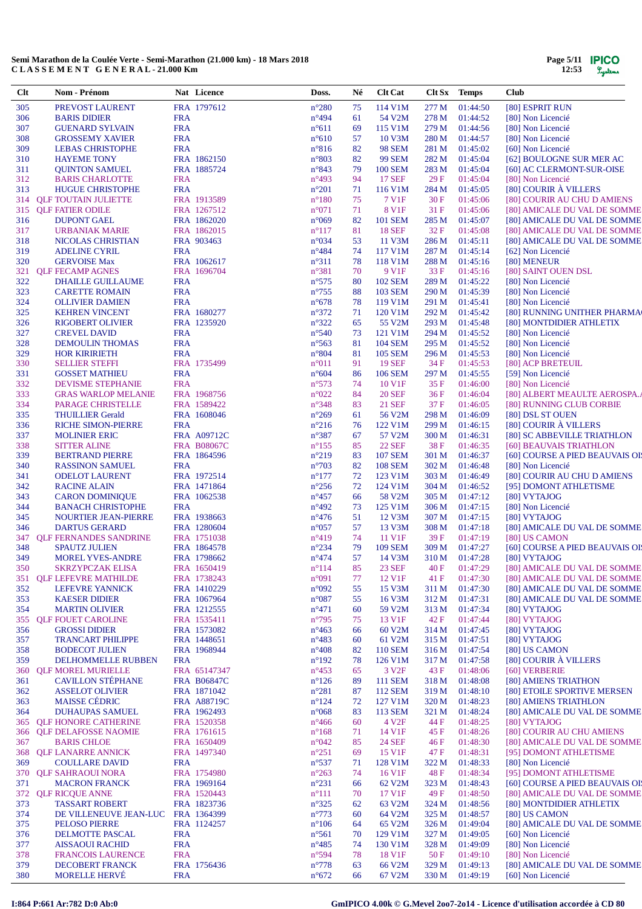**Semi Marathon de la Coulée Verte - Semi-Marathon (21.000 km) - 18 Mars 2018**
**CLASSEMENT GENERAL - 21.000 Km**

| Clt | | Nom - Prénom | Nat | Licence | Doss. | Né | Clt Cat | Clt Sx | Temps | Club |
|---|---|---|---|---|---|---|---|---|---|---|
| 305 | | PREVOST LAURENT | FRA | 1797612 | n°280 | 75 | 114 V1M | 277 M | 01:44:50 | [80] ESPRIT RUN |
| 306 | | BARIS DIDIER | FRA | | n°494 | 61 | 54 V2M | 278 M | 01:44:52 | [80] Non Licencié |
| 307 | | GUENARD SYLVAIN | FRA | | n°611 | 69 | 115 V1M | 279 M | 01:44:56 | [80] Non Licencié |
| 308 | | GROSSEMY XAVIER | FRA | | n°610 | 57 | 10 V3M | 280 M | 01:44:57 | [80] Non Licencié |
| 309 | | LEBAS CHRISTOPHE | FRA | | n°816 | 82 | 98 SEM | 281 M | 01:45:02 | [60] Non Licencié |
| 310 | | HAYEME TONY | FRA | 1862150 | n°803 | 82 | 99 SEM | 282 M | 01:45:04 | [62] BOULOGNE SUR MER AC |
| 311 | | QUINTON SAMUEL | FRA | 1885724 | n°843 | 79 | 100 SEM | 283 M | 01:45:04 | [60] AC CLERMONT-SUR-OISE |
| 312 | | BARIS CHARLOTTE | FRA | | n°493 | 94 | 17 SEF | 29 F | 01:45:04 | [80] Non Licencié |
| 313 | | HUGUE CHRISTOPHE | FRA | | n°201 | 71 | 116 V1M | 284 M | 01:45:05 | [80] COURIR À VILLERS |
| 314 | QLF | TOUTAIN JULIETTE | FRA | 1913589 | n°180 | 75 | 7 V1F | 30 F | 01:45:06 | [80] COURIR AU CHU D AMIENS |
| 315 | QLF | FATIER ODILE | FRA | 1267512 | n°071 | 71 | 8 V1F | 31 F | 01:45:06 | [80] AMICALE DU VAL DE SOMME |
| 316 | | DUPONT GAEL | FRA | 1862020 | n°069 | 82 | 101 SEM | 285 M | 01:45:07 | [80] AMICALE DU VAL DE SOMME |
| 317 | | URBANIAK MARIE | FRA | 1862015 | n°117 | 81 | 18 SEF | 32 F | 01:45:08 | [80] AMICALE DU VAL DE SOMME |
| 318 | | NICOLAS CHRISTIAN | FRA | 903463 | n°034 | 53 | 11 V3M | 286 M | 01:45:11 | [80] AMICALE DU VAL DE SOMME |
| 319 | | ADELINE CYRIL | FRA | | n°484 | 74 | 117 V1M | 287 M | 01:45:14 | [62] Non Licencié |
| 320 | | GERVOISE Max | FRA | 1062617 | n°311 | 78 | 118 V1M | 288 M | 01:45:16 | [80] MENEUR |
| 321 | QLF | FECAMP AGNES | FRA | 1696704 | n°381 | 70 | 9 V1F | 33 F | 01:45:16 | [80] SAINT OUEN DSL |
| 322 | | DHAILLE GUILLAUME | FRA | | n°575 | 80 | 102 SEM | 289 M | 01:45:22 | [80] Non Licencié |
| 323 | | CARETTE ROMAIN | FRA | | n°755 | 88 | 103 SEM | 290 M | 01:45:39 | [80] Non Licencié |
| 324 | | OLLIVIER DAMIEN | FRA | | n°678 | 78 | 119 V1M | 291 M | 01:45:41 | [80] Non Licencié |
| 325 | | KEHREN VINCENT | FRA | 1680277 | n°372 | 71 | 120 V1M | 292 M | 01:45:42 | [80] RUNNING UNITHER PHARMA |
| 326 | | RIGOBERT OLIVIER | FRA | 1235920 | n°322 | 65 | 55 V2M | 293 M | 01:45:48 | [80] MONTDIDIER ATHLETIX |
| 327 | | CREVEL DAVID | FRA | | n°540 | 73 | 121 V1M | 294 M | 01:45:52 | [80] Non Licencié |
| 328 | | DEMOULIN THOMAS | FRA | | n°563 | 81 | 104 SEM | 295 M | 01:45:52 | [80] Non Licencié |
| 329 | | HOR KIRIRIETH | FRA | | n°804 | 81 | 105 SEM | 296 M | 01:45:53 | [80] Non Licencié |
| 330 | | SELLIER STEFFI | FRA | 1735499 | n°011 | 91 | 19 SEF | 34 F | 01:45:53 | [80] ACP BRETEUIL |
| 331 | | GOSSET MATHIEU | FRA | | n°604 | 86 | 106 SEM | 297 M | 01:45:55 | [59] Non Licencié |
| 332 | | DEVISME STEPHANIE | FRA | | n°573 | 74 | 10 V1F | 35 F | 01:46:00 | [80] Non Licencié |
| 333 | | GRAS WARLOP MELANIE | FRA | 1968756 | n°022 | 84 | 20 SEF | 36 F | 01:46:04 | [80] ALBERT MEAULTE AEROSPA. |
| 334 | | PARAGE CHRISTELLE | FRA | 1589422 | n°348 | 83 | 21 SEF | 37 F | 01:46:05 | [80] RUNNING CLUB CORBIE |
| 335 | | THUILLIER Gerald | FRA | 1608046 | n°269 | 61 | 56 V2M | 298 M | 01:46:09 | [80] DSL ST OUEN |
| 336 | | RICHE SIMON-PIERRE | FRA | | n°216 | 76 | 122 V1M | 299 M | 01:46:15 | [80] COURIR À VILLERS |
| 337 | | MOLINIER ERIC | FRA | A09712C | n°387 | 67 | 57 V2M | 300 M | 01:46:31 | [80] SC ABBEVILLE TRIATHLON |
| 338 | | SITTER ALINE | FRA | B08067C | n°155 | 85 | 22 SEF | 38 F | 01:46:35 | [60] BEAUVAIS TRIATHLON |
| 339 | | BERTRAND PIERRE | FRA | 1864596 | n°219 | 83 | 107 SEM | 301 M | 01:46:37 | [60] COURSE A PIED BEAUVAIS OI |
| 340 | | RASSINON SAMUEL | FRA | | n°703 | 82 | 108 SEM | 302 M | 01:46:48 | [80] Non Licencié |
| 341 | | ODELOT LAURENT | FRA | 1972514 | n°177 | 72 | 123 V1M | 303 M | 01:46:49 | [80] COURIR AU CHU D AMIENS |
| 342 | | RACINE ALAIN | FRA | 1471864 | n°256 | 72 | 124 V1M | 304 M | 01:46:52 | [95] DOMONT ATHLETISME |
| 343 | | CARON DOMINIQUE | FRA | 1062538 | n°457 | 66 | 58 V2M | 305 M | 01:47:12 | [80] VYTAJOG |
| 344 | | BANACH CHRISTOPHE | FRA | | n°492 | 73 | 125 V1M | 306 M | 01:47:15 | [80] Non Licencié |
| 345 | | NOURTIER JEAN-PIERRE | FRA | 1938663 | n°476 | 51 | 12 V3M | 307 M | 01:47:15 | [80] VYTAJOG |
| 346 | | DARTUS GERARD | FRA | 1280604 | n°057 | 57 | 13 V3M | 308 M | 01:47:18 | [80] AMICALE DU VAL DE SOMME |
| 347 | QLF | FERNANDES SANDRINE | FRA | 1751038 | n°419 | 74 | 11 V1F | 39 F | 01:47:19 | [80] US CAMON |
| 348 | | SPAUTZ JULIEN | FRA | 1864578 | n°234 | 79 | 109 SEM | 309 M | 01:47:27 | [60] COURSE A PIED BEAUVAIS OI |
| 349 | | MOREL YVES-ANDRE | FRA | 1798662 | n°474 | 57 | 14 V3M | 310 M | 01:47:28 | [80] VYTAJOG |
| 350 | | SKRZYPCZAK ELISA | FRA | 1650419 | n°114 | 85 | 23 SEF | 40 F | 01:47:29 | [80] AMICALE DU VAL DE SOMME |
| 351 | QLF | LEFEVRE MATHILDE | FRA | 1738243 | n°091 | 77 | 12 V1F | 41 F | 01:47:30 | [80] AMICALE DU VAL DE SOMME |
| 352 | | LEFEVRE YANNICK | FRA | 1410229 | n°092 | 55 | 15 V3M | 311 M | 01:47:30 | [80] AMICALE DU VAL DE SOMME |
| 353 | | KAESER DIDIER | FRA | 1067964 | n°087 | 55 | 16 V3M | 312 M | 01:47:31 | [80] AMICALE DU VAL DE SOMME |
| 354 | | MARTIN OLIVIER | FRA | 1212555 | n°471 | 60 | 59 V2M | 313 M | 01:47:34 | [80] VYTAJOG |
| 355 | QLF | FOUET CAROLINE | FRA | 1535411 | n°795 | 75 | 13 V1F | 42 F | 01:47:44 | [80] VYTAJOG |
| 356 | | GROSSI DIDIER | FRA | 1573082 | n°463 | 66 | 60 V2M | 314 M | 01:47:45 | [80] VYTAJOG |
| 357 | | TRANCART PHILIPPE | FRA | 1448651 | n°483 | 60 | 61 V2M | 315 M | 01:47:51 | [80] VYTAJOG |
| 358 | | BODECOT JULIEN | FRA | 1968944 | n°408 | 82 | 110 SEM | 316 M | 01:47:54 | [80] US CAMON |
| 359 | | DELHOMMELLE RUBBEN | FRA | | n°192 | 78 | 126 V1M | 317 M | 01:47:58 | [80] COURIR À VILLERS |
| 360 | QLF | MOREL MURIELLE | FRA | 65147347 | n°453 | 65 | 3 V2F | 43 F | 01:48:06 | [60] VERBERIE |
| 361 | | CAVILLON STÉPHANE | FRA | B06847C | n°126 | 89 | 111 SEM | 318 M | 01:48:08 | [80] AMIENS TRIATHON |
| 362 | | ASSELOT OLIVIER | FRA | 1871042 | n°281 | 87 | 112 SEM | 319 M | 01:48:10 | [80] ETOILE SPORTIVE MERSEN |
| 363 | | MAISSE CÉDRIC | FRA | A88719C | n°124 | 72 | 127 V1M | 320 M | 01:48:23 | [80] AMIENS TRIATHLON |
| 364 | | DUHAUPAS SAMUEL | FRA | 1962493 | n°068 | 83 | 113 SEM | 321 M | 01:48:24 | [80] AMICALE DU VAL DE SOMME |
| 365 | QLF | HONORE CATHERINE | FRA | 1520358 | n°466 | 60 | 4 V2F | 44 F | 01:48:25 | [80] VYTAJOG |
| 366 | QLF | DELAFOSSE NAOMIE | FRA | 1761615 | n°168 | 71 | 14 V1F | 45 F | 01:48:26 | [80] COURIR AU CHU AMIENS |
| 367 | | BARIS CHLOE | FRA | 1650409 | n°042 | 85 | 24 SEF | 46 F | 01:48:30 | [80] AMICALE DU VAL DE SOMME |
| 368 | QLF | LANARRE ANNICK | FRA | 1497340 | n°251 | 69 | 15 V1F | 47 F | 01:48:31 | [95] DOMONT ATHLETISME |
| 369 | | COULLARE DAVID | FRA | | n°537 | 71 | 128 V1M | 322 M | 01:48:33 | [80] Non Licencié |
| 370 | QLF | SAHRAOUI NORA | FRA | 1754980 | n°263 | 74 | 16 V1F | 48 F | 01:48:34 | [95] DOMONT ATHLETISME |
| 371 | | MACRON FRANCK | FRA | 1969164 | n°231 | 66 | 62 V2M | 323 M | 01:48:43 | [60] COURSE A PIED BEAUVAIS OI |
| 372 | QLF | RICQUE ANNE | FRA | 1520443 | n°111 | 70 | 17 V1F | 49 F | 01:48:50 | [80] AMICALE DU VAL DE SOMME |
| 373 | | TASSART ROBERT | FRA | 1823736 | n°325 | 62 | 63 V2M | 324 M | 01:48:56 | [80] MONTDIDIER ATHLETIX |
| 374 | | DE VILLENEUVE JEAN-LUC | FRA | 1364399 | n°773 | 60 | 64 V2M | 325 M | 01:48:57 | [80] US CAMON |
| 375 | | PELOSO PIERRE | FRA | 1124257 | n°106 | 64 | 65 V2M | 326 M | 01:49:04 | [80] AMICALE DU VAL DE SOMME |
| 376 | | DELMOTTE PASCAL | FRA | | n°561 | 70 | 129 V1M | 327 M | 01:49:05 | [60] Non Licencié |
| 377 | | AISSAOUI RACHID | FRA | | n°485 | 74 | 130 V1M | 328 M | 01:49:09 | [80] Non Licencié |
| 378 | | FRANCOIS LAURENCE | FRA | | n°594 | 78 | 18 V1F | 50 F | 01:49:10 | [80] Non Licencié |
| 379 | | DECOBERT FRANCK | FRA | 1756436 | n°778 | 63 | 66 V2M | 329 M | 01:49:13 | [80] AMICALE DU VAL DE SOMME |
| 380 | | MORELLE HERVÉ | FRA | | n°672 | 66 | 67 V2M | 330 M | 01:49:19 | [60] Non Licencié |

I:864 P:661 Ar:782 D:0 Ab:0

GmIPICO 4.00k © G.Mevel 2oo7-2o14 - Licence d'utilisation accordée à CD 80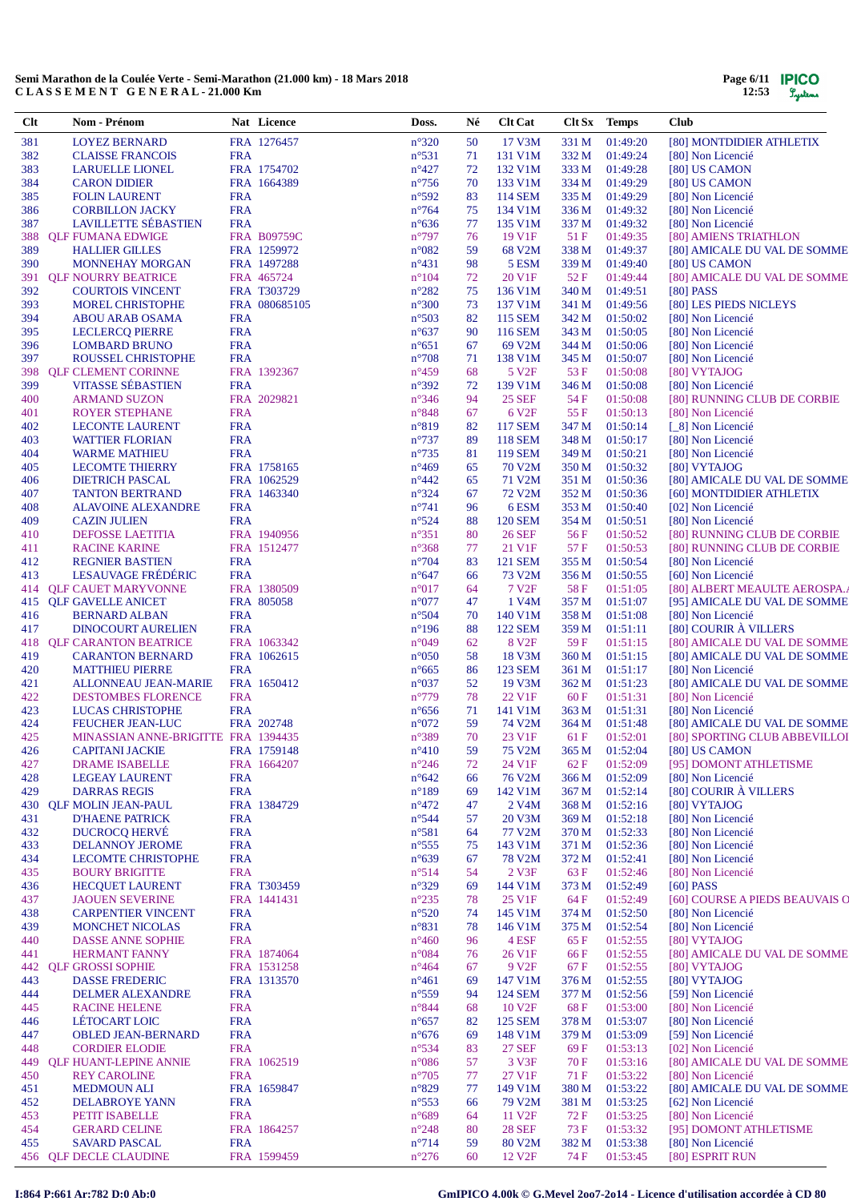**Semi Marathon de la Coulée Verte - Semi-Marathon (21.000 km) - 18 Mars 2018**
**C L A S S E M E N T G E N E R A L - 21.000 Km**

| Clt | Nom - Prénom | Nat | Licence | Doss. | Né | Clt Cat | Clt Sx | Temps | Club |
|---|---|---|---|---|---|---|---|---|---|
| 381 | LOYEZ BERNARD | FRA | 1276457 | n°320 | 50 | 17 V3M | 331 M | 01:49:20 | [80] MONTDIDIER ATHLETIX |
| 382 | CLAISSE FRANCOIS | FRA | | n°531 | 71 | 131 V1M | 332 M | 01:49:24 | [80] Non Licencié |
| 383 | LARUELLE LIONEL | FRA | 1754702 | n°427 | 72 | 132 V1M | 333 M | 01:49:28 | [80] US CAMON |
| 384 | CARON DIDIER | FRA | 1664389 | n°756 | 70 | 133 V1M | 334 M | 01:49:29 | [80] US CAMON |
| 385 | FOLIN LAURENT | FRA | | n°592 | 83 | 114 SEM | 335 M | 01:49:29 | [80] Non Licencié |
| 386 | CORBILLON JACKY | FRA | | n°764 | 75 | 134 V1M | 336 M | 01:49:32 | [80] Non Licencié |
| 387 | LAVILLETTE SÉBASTIEN | FRA | | n°636 | 77 | 135 V1M | 337 M | 01:49:32 | [80] Non Licencié |
| 388 | QLF FUMANA EDWIGE | FRA | B09759C | n°797 | 76 | 19 V1F | 51 F | 01:49:35 | [80] AMIENS TRIATHLON |
| 389 | HALLIER GILLES | FRA | 1259972 | n°082 | 59 | 68 V2M | 338 M | 01:49:37 | [80] AMICALE DU VAL DE SOMME |
| 390 | MONNEHAY MORGAN | FRA | 1497288 | n°431 | 98 | 5 ESM | 339 M | 01:49:40 | [80] US CAMON |
| 391 | QLF NOURRY BEATRICE | FRA | 465724 | n°104 | 72 | 20 V1F | 52 F | 01:49:44 | [80] AMICALE DU VAL DE SOMME |
| 392 | COURTOIS VINCENT | FRA | T303729 | n°282 | 75 | 136 V1M | 340 M | 01:49:51 | [80] PASS |
| 393 | MOREL CHRISTOPHE | FRA | 080685105 | n°300 | 73 | 137 V1M | 341 M | 01:49:56 | [80] LES PIEDS NICLEYS |
| 394 | ABOU ARAB OSAMA | FRA | | n°503 | 82 | 115 SEM | 342 M | 01:50:02 | [80] Non Licencié |
| 395 | LECLERCQ PIERRE | FRA | | n°637 | 90 | 116 SEM | 343 M | 01:50:05 | [80] Non Licencié |
| 396 | LOMBARD BRUNO | FRA | | n°651 | 67 | 69 V2M | 344 M | 01:50:06 | [80] Non Licencié |
| 397 | ROUSSEL CHRISTOPHE | FRA | | n°708 | 71 | 138 V1M | 345 M | 01:50:07 | [80] Non Licencié |
| 398 | QLF CLEMENT CORINNE | FRA | 1392367 | n°459 | 68 | 5 V2F | 53 F | 01:50:08 | [80] VYTAJOG |
| 399 | VITASSE SÉBASTIEN | FRA | | n°392 | 72 | 139 V1M | 346 M | 01:50:08 | [80] Non Licencié |
| 400 | ARMAND SUZON | FRA | 2029821 | n°346 | 94 | 25 SEF | 54 F | 01:50:08 | [80] RUNNING CLUB DE CORBIE |
| 401 | ROYER STEPHANE | FRA | | n°848 | 67 | 6 V2F | 55 F | 01:50:13 | [80] Non Licencié |
| 402 | LECONTE LAURENT | FRA | | n°819 | 82 | 117 SEM | 347 M | 01:50:14 | [_8] Non Licencié |
| 403 | WATTIER FLORIAN | FRA | | n°737 | 89 | 118 SEM | 348 M | 01:50:17 | [80] Non Licencié |
| 404 | WARME MATHIEU | FRA | | n°735 | 81 | 119 SEM | 349 M | 01:50:21 | [80] Non Licencié |
| 405 | LECOMTE THIERRY | FRA | 1758165 | n°469 | 65 | 70 V2M | 350 M | 01:50:32 | [80] VYTAJOG |
| 406 | DIETRICH PASCAL | FRA | 1062529 | n°442 | 65 | 71 V2M | 351 M | 01:50:36 | [80] AMICALE DU VAL DE SOMME |
| 407 | TANTON BERTRAND | FRA | 1463340 | n°324 | 67 | 72 V2M | 352 M | 01:50:36 | [60] MONTDIDIER ATHLETIX |
| 408 | ALAVOINE ALEXANDRE | FRA | | n°741 | 96 | 6 ESM | 353 M | 01:50:40 | [02] Non Licencié |
| 409 | CAZIN JULIEN | FRA | | n°524 | 88 | 120 SEM | 354 M | 01:50:51 | [80] Non Licencié |
| 410 | DEFOSSE LAETITIA | FRA | 1940956 | n°351 | 80 | 26 SEF | 56 F | 01:50:52 | [80] RUNNING CLUB DE CORBIE |
| 411 | RACINE KARINE | FRA | 1512477 | n°368 | 77 | 21 V1F | 57 F | 01:50:53 | [80] RUNNING CLUB DE CORBIE |
| 412 | REGNIER BASTIEN | FRA | | n°704 | 83 | 121 SEM | 355 M | 01:50:54 | [80] Non Licencié |
| 413 | LESAUVAGE FRÉDÉRIC | FRA | | n°647 | 66 | 73 V2M | 356 M | 01:50:55 | [60] Non Licencié |
| 414 | QLF CAUET MARYVONNE | FRA | 1380509 | n°017 | 64 | 7 V2F | 58 F | 01:51:05 | [80] ALBERT MEAULTE AEROSPA. |
| 415 | QLF GAVELLE ANICET | FRA | 805058 | n°077 | 47 | 1 V4M | 357 M | 01:51:07 | [95] AMICALE DU VAL DE SOMME |
| 416 | BERNARD ALBAN | FRA | | n°504 | 70 | 140 V1M | 358 M | 01:51:08 | [80] Non Licencié |
| 417 | DINOCOURT AURELIEN | FRA | | n°196 | 88 | 122 SEM | 359 M | 01:51:11 | [80] COURIR À VILLERS |
| 418 | QLF CARANTON BEATRICE | FRA | 1063342 | n°049 | 62 | 8 V2F | 59 F | 01:51:15 | [80] AMICALE DU VAL DE SOMME |
| 419 | CARANTON BERNARD | FRA | 1062615 | n°050 | 58 | 18 V3M | 360 M | 01:51:15 | [80] AMICALE DU VAL DE SOMME |
| 420 | MATTHIEU PIERRE | FRA | | n°665 | 86 | 123 SEM | 361 M | 01:51:17 | [80] Non Licencié |
| 421 | ALLONNEAU JEAN-MARIE | FRA | 1650412 | n°037 | 52 | 19 V3M | 362 M | 01:51:23 | [80] AMICALE DU VAL DE SOMME |
| 422 | DESTOMBES FLORENCE | FRA | | n°779 | 78 | 22 V1F | 60 F | 01:51:31 | [80] Non Licencié |
| 423 | LUCAS CHRISTOPHE | FRA | | n°656 | 71 | 141 V1M | 363 M | 01:51:31 | [80] Non Licencié |
| 424 | FEUCHER JEAN-LUC | FRA | 202748 | n°072 | 59 | 74 V2M | 364 M | 01:51:48 | [80] AMICALE DU VAL DE SOMME |
| 425 | MINASSIAN ANNE-BRIGITTE | FRA | 1394435 | n°389 | 70 | 23 V1F | 61 F | 01:52:01 | [80] SPORTING CLUB ABBEVILLOI |
| 426 | CAPITANI JACKIE | FRA | 1759148 | n°410 | 59 | 75 V2M | 365 M | 01:52:04 | [80] US CAMON |
| 427 | DRAME ISABELLE | FRA | 1664207 | n°246 | 72 | 24 V1F | 62 F | 01:52:09 | [95] DOMONT ATHLETISME |
| 428 | LEGEAY LAURENT | FRA | | n°642 | 66 | 76 V2M | 366 M | 01:52:09 | [80] Non Licencié |
| 429 | DARRAS REGIS | FRA | | n°189 | 69 | 142 V1M | 367 M | 01:52:14 | [80] COURIR À VILLERS |
| 430 | QLF MOLIN JEAN-PAUL | FRA | 1384729 | n°472 | 47 | 2 V4M | 368 M | 01:52:16 | [80] VYTAJOG |
| 431 | D'HAENE PATRICK | FRA | | n°544 | 57 | 20 V3M | 369 M | 01:52:18 | [80] Non Licencié |
| 432 | DUCROCQ HERVÉ | FRA | | n°581 | 64 | 77 V2M | 370 M | 01:52:33 | [80] Non Licencié |
| 433 | DELANNOY JEROME | FRA | | n°555 | 75 | 143 V1M | 371 M | 01:52:36 | [80] Non Licencié |
| 434 | LECOMTE CHRISTOPHE | FRA | | n°639 | 67 | 78 V2M | 372 M | 01:52:41 | [80] Non Licencié |
| 435 | BOURY BRIGITTE | FRA | | n°514 | 54 | 2 V3F | 63 F | 01:52:46 | [80] Non Licencié |
| 436 | HECQUET LAURENT | FRA | T303459 | n°329 | 69 | 144 V1M | 373 M | 01:52:49 | [60] PASS |
| 437 | JAOUEN SEVERINE | FRA | 1441431 | n°235 | 78 | 25 V1F | 64 F | 01:52:49 | [60] COURSE A PIEDS BEAUVAIS O |
| 438 | CARPENTIER VINCENT | FRA | | n°520 | 74 | 145 V1M | 374 M | 01:52:50 | [80] Non Licencié |
| 439 | MONCHET NICOLAS | FRA | | n°831 | 78 | 146 V1M | 375 M | 01:52:54 | [80] Non Licencié |
| 440 | DASSE ANNE SOPHIE | FRA | | n°460 | 96 | 4 ESF | 65 F | 01:52:55 | [80] VYTAJOG |
| 441 | HERMANT FANNY | FRA | 1874064 | n°084 | 76 | 26 V1F | 66 F | 01:52:55 | [80] AMICALE DU VAL DE SOMME |
| 442 | QLF GROSSI SOPHIE | FRA | 1531258 | n°464 | 67 | 9 V2F | 67 F | 01:52:55 | [80] VYTAJOG |
| 443 | DASSE FREDERIC | FRA | 1313570 | n°461 | 69 | 147 V1M | 376 M | 01:52:55 | [80] VYTAJOG |
| 444 | DELMER ALEXANDRE | FRA | | n°559 | 94 | 124 SEM | 377 M | 01:52:56 | [59] Non Licencié |
| 445 | RACINE HELENE | FRA | | n°844 | 68 | 10 V2F | 68 F | 01:53:00 | [80] Non Licencié |
| 446 | LÉTOCART LOIC | FRA | | n°657 | 82 | 125 SEM | 378 M | 01:53:07 | [80] Non Licencié |
| 447 | OBLED JEAN-BERNARD | FRA | | n°676 | 69 | 148 V1M | 379 M | 01:53:09 | [59] Non Licencié |
| 448 | CORDIER ELODIE | FRA | | n°534 | 83 | 27 SEF | 69 F | 01:53:13 | [02] Non Licencié |
| 449 | QLF HUANT-LEPINE ANNIE | FRA | 1062519 | n°086 | 57 | 3 V3F | 70 F | 01:53:16 | [80] AMICALE DU VAL DE SOMME |
| 450 | REY CAROLINE | FRA | | n°705 | 77 | 27 V1F | 71 F | 01:53:22 | [80] Non Licencié |
| 451 | MEDMOUN ALI | FRA | 1659847 | n°829 | 77 | 149 V1M | 380 M | 01:53:22 | [80] AMICALE DU VAL DE SOMME |
| 452 | DELABROYE YANN | FRA | | n°553 | 66 | 79 V2M | 381 M | 01:53:23 | [62] Non Licencié |
| 453 | PETIT ISABELLE | FRA | | n°689 | 64 | 11 V2F | 72 F | 01:53:25 | [80] Non Licencié |
| 454 | GERARD CELINE | FRA | 1864257 | n°248 | 80 | 28 SEF | 73 F | 01:53:32 | [95] DOMONT ATHLETISME |
| 455 | SAVARD PASCAL | FRA | | n°714 | 59 | 80 V2M | 382 M | 01:53:38 | [80] Non Licencié |
| 456 | QLF DECLE CLAUDINE | FRA | 1599459 | n°276 | 60 | 12 V2F | 74 F | 01:53:45 | [80] ESPRIT RUN |

I:864 P:661 Ar:782 D:0 Ab:0

GmIPICO 4.00k © G.Mevel 2oo7-2o14 - Licence d'utilisation accordée à CD 80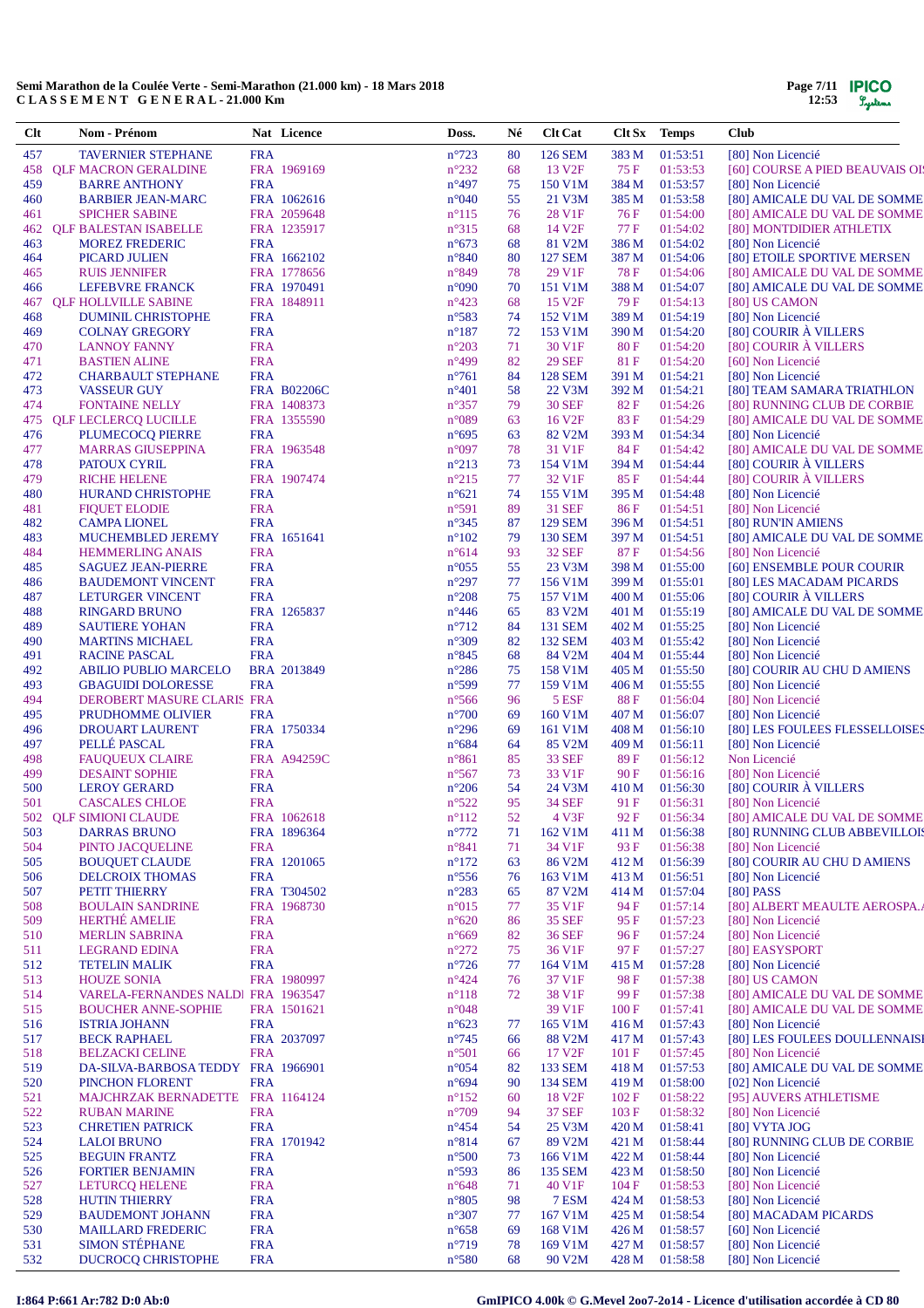**Semi Marathon de la Coulée Verte - Semi-Marathon (21.000 km) - 18 Mars 2018**
**C L A S S E M E N T G E N E R A L - 21.000 Km**

| Clt | Nom - Prénom | Nat | Licence | Doss. | Né | Clt Cat | Clt Sx | Temps | Club |
|---|---|---|---|---|---|---|---|---|---|
| 457 | TAVERNIER STEPHANE | FRA | | n°723 | 80 | 126 SEM | 383 M | 01:53:51 | [80] Non Licencié |
| 458 | QLF MACRON GERALDINE | FRA | 1969169 | n°232 | 68 | 13 V2F | 75 F | 01:53:53 | [60] COURSE A PIED BEAUVAIS OI |
| 459 | BARRE ANTHONY | FRA | | n°497 | 75 | 150 V1M | 384 M | 01:53:57 | [80] Non Licencié |
| 460 | BARBIER JEAN-MARC | FRA | 1062616 | n°040 | 55 | 21 V3M | 385 M | 01:53:58 | [80] AMICALE DU VAL DE SOMME |
| 461 | SPICHER SABINE | FRA | 2059648 | n°115 | 76 | 28 V1F | 76 F | 01:54:00 | [80] AMICALE DU VAL DE SOMME |
| 462 | QLF BALESTAN ISABELLE | FRA | 1235917 | n°315 | 68 | 14 V2F | 77 F | 01:54:02 | [80] MONTDIDIER ATHLETIX |
| 463 | MOREZ FREDERIC | FRA | | n°673 | 68 | 81 V2M | 386 M | 01:54:02 | [80] Non Licencié |
| 464 | PICARD JULIEN | FRA | 1662102 | n°840 | 80 | 127 SEM | 387 M | 01:54:06 | [80] ETOILE SPORTIVE MERSEN |
| 465 | RUIS JENNIFER | FRA | 1778656 | n°849 | 78 | 29 V1F | 78 F | 01:54:06 | [80] AMICALE DU VAL DE SOMME |
| 466 | LEFEBVRE FRANCK | FRA | 1970491 | n°090 | 70 | 151 V1M | 388 M | 01:54:07 | [80] AMICALE DU VAL DE SOMME |
| 467 | QLF HOLLVILLE SABINE | FRA | 1848911 | n°423 | 68 | 15 V2F | 79 F | 01:54:13 | [80] US CAMON |
| 468 | DUMINIL CHRISTOPHE | FRA | | n°583 | 74 | 152 V1M | 389 M | 01:54:19 | [80] Non Licencié |
| 469 | COLNAY GREGORY | FRA | | n°187 | 72 | 153 V1M | 390 M | 01:54:20 | [80] COURIR À VILLERS |
| 470 | LANNOY FANNY | FRA | | n°203 | 71 | 30 V1F | 80 F | 01:54:20 | [80] COURIR À VILLERS |
| 471 | BASTIEN ALINE | FRA | | n°499 | 82 | 29 SEF | 81 F | 01:54:20 | [60] Non Licencié |
| 472 | CHARBAULT STEPHANE | FRA | | n°761 | 84 | 128 SEM | 391 M | 01:54:21 | [80] Non Licencié |
| 473 | VASSEUR GUY | FRA | B02206C | n°401 | 58 | 22 V3M | 392 M | 01:54:21 | [80] TEAM SAMARA TRIATHLON |
| 474 | FONTAINE NELLY | FRA | 1408373 | n°357 | 79 | 30 SEF | 82 F | 01:54:26 | [80] RUNNING CLUB DE CORBIE |
| 475 | QLF LECLERCQ LUCILLE | FRA | 1355590 | n°089 | 63 | 16 V2F | 83 F | 01:54:29 | [80] AMICALE DU VAL DE SOMME |
| 476 | PLUMECOCQ PIERRE | FRA | | n°695 | 63 | 82 V2M | 393 M | 01:54:34 | [80] Non Licencié |
| 477 | MARRAS GIUSEPPINA | FRA | 1963548 | n°097 | 78 | 31 V1F | 84 F | 01:54:42 | [80] AMICALE DU VAL DE SOMME |
| 478 | PATOUX CYRIL | FRA | | n°213 | 73 | 154 V1M | 394 M | 01:54:44 | [80] COURIR À VILLERS |
| 479 | RICHE HELENE | FRA | 1907474 | n°215 | 77 | 32 V1F | 85 F | 01:54:44 | [80] COURIR À VILLERS |
| 480 | HURAND CHRISTOPHE | FRA | | n°621 | 74 | 155 V1M | 395 M | 01:54:48 | [80] Non Licencié |
| 481 | FIQUET ELODIE | FRA | | n°591 | 89 | 31 SEF | 86 F | 01:54:51 | [80] Non Licencié |
| 482 | CAMPA LIONEL | FRA | | n°345 | 87 | 129 SEM | 396 M | 01:54:51 | [80] RUN'IN AMIENS |
| 483 | MUCHEMBLED JEREMY | FRA | 1651641 | n°102 | 79 | 130 SEM | 397 M | 01:54:51 | [80] AMICALE DU VAL DE SOMME |
| 484 | HEMMERLING ANAIS | FRA | | n°614 | 93 | 32 SEF | 87 F | 01:54:56 | [80] Non Licencié |
| 485 | SAGUEZ JEAN-PIERRE | FRA | | n°055 | 55 | 23 V3M | 398 M | 01:55:00 | [60] ENSEMBLE POUR COURIR |
| 486 | BAUDEMONT VINCENT | FRA | | n°297 | 77 | 156 V1M | 399 M | 01:55:01 | [80] LES MACADAM PICARDS |
| 487 | LETURGER VINCENT | FRA | | n°208 | 75 | 157 V1M | 400 M | 01:55:06 | [80] COURIR À VILLERS |
| 488 | RINGARD BRUNO | FRA | 1265837 | n°446 | 65 | 83 V2M | 401 M | 01:55:19 | [80] AMICALE DU VAL DE SOMME |
| 489 | SAUTIERE YOHAN | FRA | | n°712 | 84 | 131 SEM | 402 M | 01:55:25 | [80] Non Licencié |
| 490 | MARTINS MICHAEL | FRA | | n°309 | 82 | 132 SEM | 403 M | 01:55:42 | [80] Non Licencié |
| 491 | RACINE PASCAL | FRA | | n°845 | 68 | 84 V2M | 404 M | 01:55:44 | [80] Non Licencié |
| 492 | ABILIO PUBLIO MARCELO | BRA | 2013849 | n°286 | 75 | 158 V1M | 405 M | 01:55:50 | [80] COURIR AU CHU D AMIENS |
| 493 | GBAGUIDI DOLORESSE | FRA | | n°599 | 77 | 159 V1M | 406 M | 01:55:55 | [80] Non Licencié |
| 494 | DEROBERT MASURE CLARIS | FRA | | n°566 | 96 | 5 ESF | 88 F | 01:56:04 | [80] Non Licencié |
| 495 | PRUDHOMME OLIVIER | FRA | | n°700 | 69 | 160 V1M | 407 M | 01:56:07 | [80] Non Licencié |
| 496 | DROUART LAURENT | FRA | 1750334 | n°296 | 69 | 161 V1M | 408 M | 01:56:10 | [80] LES FOULEES FLESSELLOISES |
| 497 | PELLÉ PASCAL | FRA | | n°684 | 64 | 85 V2M | 409 M | 01:56:11 | [80] Non Licencié |
| 498 | FAUQUEUX CLAIRE | FRA | A94259C | n°861 | 85 | 33 SEF | 89 F | 01:56:12 | Non Licencié |
| 499 | DESAINT SOPHIE | FRA | | n°567 | 73 | 33 V1F | 90 F | 01:56:16 | [80] Non Licencié |
| 500 | LEROY GERARD | FRA | | n°206 | 54 | 24 V3M | 410 M | 01:56:30 | [80] COURIR À VILLERS |
| 501 | CASCALES CHLOE | FRA | | n°522 | 95 | 34 SEF | 91 F | 01:56:31 | [80] Non Licencié |
| 502 | QLF SIMIONI CLAUDE | FRA | 1062618 | n°112 | 52 | 4 V3F | 92 F | 01:56:34 | [80] AMICALE DU VAL DE SOMME |
| 503 | DARRAS BRUNO | FRA | 1896364 | n°772 | 71 | 162 V1M | 411 M | 01:56:38 | [80] RUNNING CLUB ABBEVILLOIS |
| 504 | PINTO JACQUELINE | FRA | | n°841 | 71 | 34 V1F | 93 F | 01:56:38 | [80] Non Licencié |
| 505 | BOUQUET CLAUDE | FRA | 1201065 | n°172 | 63 | 86 V2M | 412 M | 01:56:39 | [80] COURIR AU CHU D AMIENS |
| 506 | DELCROIX THOMAS | FRA | | n°556 | 76 | 163 V1M | 413 M | 01:56:51 | [80] Non Licencié |
| 507 | PETIT THIERRY | FRA | T304502 | n°283 | 65 | 87 V2M | 414 M | 01:57:04 | [80] PASS |
| 508 | BOULAIN SANDRINE | FRA | 1968730 | n°015 | 77 | 35 V1F | 94 F | 01:57:14 | [80] ALBERT MEAULTE AEROSPA. |
| 509 | HERTHÉ AMELIE | FRA | | n°620 | 86 | 35 SEF | 95 F | 01:57:23 | [80] Non Licencié |
| 510 | MERLIN SABRINA | FRA | | n°669 | 82 | 36 SEF | 96 F | 01:57:24 | [80] Non Licencié |
| 511 | LEGRAND EDINA | FRA | | n°272 | 75 | 36 V1F | 97 F | 01:57:27 | [80] EASYSPORT |
| 512 | TETELIN MALIK | FRA | | n°726 | 77 | 164 V1M | 415 M | 01:57:28 | [80] Non Licencié |
| 513 | HOUZE SONIA | FRA | 1980997 | n°424 | 76 | 37 V1F | 98 F | 01:57:38 | [80] US CAMON |
| 514 | VARELA-FERNANDES NALDI | FRA | 1963547 | n°118 | 72 | 38 V1F | 99 F | 01:57:38 | [80] AMICALE DU VAL DE SOMME |
| 515 | BOUCHER ANNE-SOPHIE | FRA | 1501621 | n°048 | | 39 V1F | 100 F | 01:57:41 | [80] AMICALE DU VAL DE SOMME |
| 516 | ISTRIA JOHANN | FRA | | n°623 | 77 | 165 V1M | 416 M | 01:57:43 | [80] Non Licencié |
| 517 | BECK RAPHAEL | FRA | 2037097 | n°745 | 66 | 88 V2M | 417 M | 01:57:43 | [80] LES FOULEES DOULLENNAISE |
| 518 | BELZACKI CELINE | FRA | | n°501 | 66 | 17 V2F | 101 F | 01:57:45 | [80] Non Licencié |
| 519 | DA-SILVA-BARBOSA TEDDY | FRA | 1966901 | n°054 | 82 | 133 SEM | 418 M | 01:57:53 | [80] AMICALE DU VAL DE SOMME |
| 520 | PINCHON FLORENT | FRA | | n°694 | 90 | 134 SEM | 419 M | 01:58:00 | [02] Non Licencié |
| 521 | MAJCHRZAK BERNADETTE | FRA | 1164124 | n°152 | 60 | 18 V2F | 102 F | 01:58:22 | [95] AUVERS ATHLETISME |
| 522 | RUBAN MARINE | FRA | | n°709 | 94 | 37 SEF | 103 F | 01:58:32 | [80] Non Licencié |
| 523 | CHRETIEN PATRICK | FRA | | n°454 | 54 | 25 V3M | 420 M | 01:58:41 | [80] VYTA JOG |
| 524 | LALOI BRUNO | FRA | 1701942 | n°814 | 67 | 89 V2M | 421 M | 01:58:44 | [80] RUNNING CLUB DE CORBIE |
| 525 | BEGUIN FRANTZ | FRA | | n°500 | 73 | 166 V1M | 422 M | 01:58:44 | [80] Non Licencié |
| 526 | FORTIER BENJAMIN | FRA | | n°593 | 86 | 135 SEM | 423 M | 01:58:50 | [80] Non Licencié |
| 527 | LETURCQ HELENE | FRA | | n°648 | 71 | 40 V1F | 104 F | 01:58:53 | [80] Non Licencié |
| 528 | HUTIN THIERRY | FRA | | n°805 | 98 | 7 ESM | 424 M | 01:58:53 | [80] Non Licencié |
| 529 | BAUDEMONT JOHANN | FRA | | n°307 | 77 | 167 V1M | 425 M | 01:58:54 | [80] MACADAM PICARDS |
| 530 | MAILLARD FREDERIC | FRA | | n°658 | 69 | 168 V1M | 426 M | 01:58:57 | [60] Non Licencié |
| 531 | SIMON STÉPHANE | FRA | | n°719 | 78 | 169 V1M | 427 M | 01:58:57 | [80] Non Licencié |
| 532 | DUCROCQ CHRISTOPHE | FRA | | n°580 | 68 | 90 V2M | 428 M | 01:58:58 | [80] Non Licencié |

I:864 P:661 Ar:782 D:0 Ab:0

GmIPICO 4.00k © G.Mevel 2oo7-2o14 - Licence d'utilisation accordée à CD 80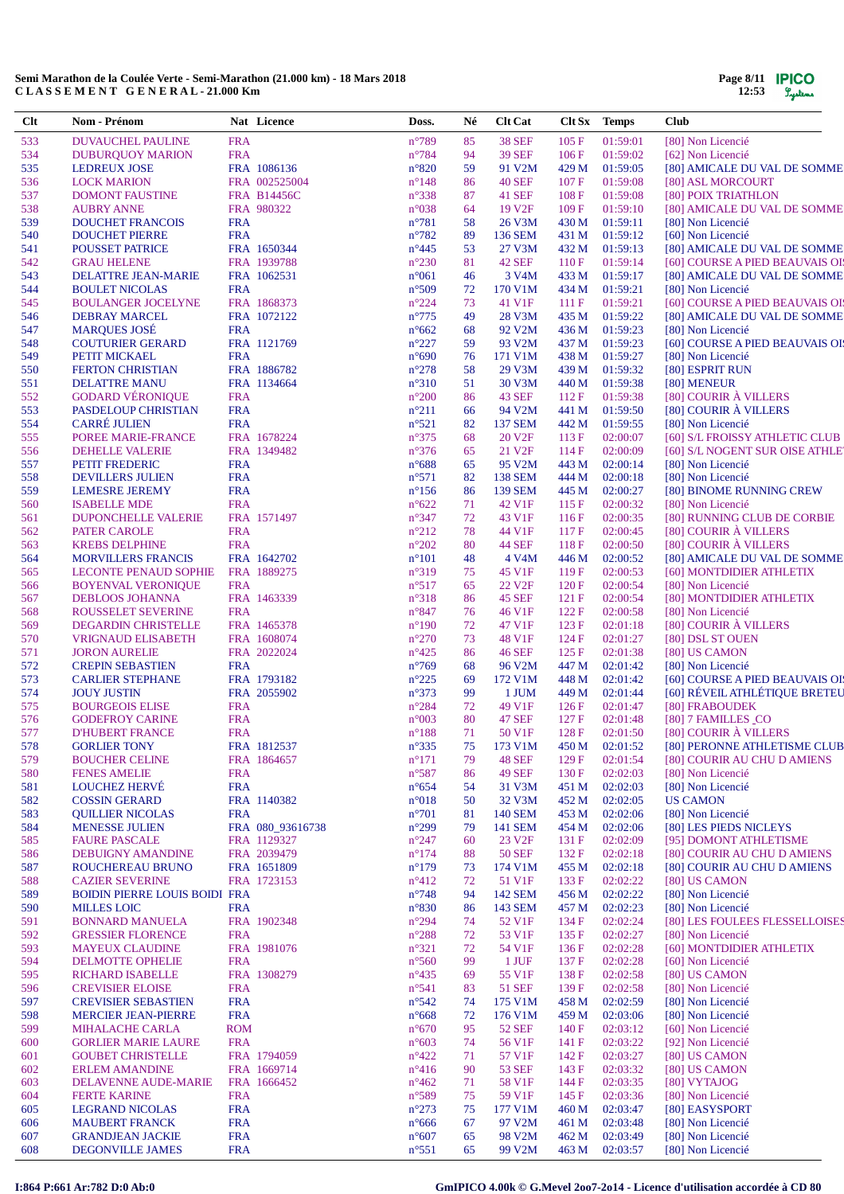**Semi Marathon de la Coulée Verte - Semi-Marathon (21.000 km) - 18 Mars 2018**
**C L A S S E M E N T G E N E R A L - 21.000 Km**

| Clt | Nom - Prénom | Nat | Licence | Doss. | Né | Clt Cat | Clt Sx | Temps | Club |
|---|---|---|---|---|---|---|---|---|---|
| 533 | DUVAUCHEL PAULINE | FRA | | n°789 | 85 | 38 SEF | 105 F | 01:59:01 | [80] Non Licencié |
| 534 | DUBURQUOY MARION | FRA | | n°784 | 94 | 39 SEF | 106 F | 01:59:02 | [62] Non Licencié |
| 535 | LEDREUX JOSE | FRA | 1086136 | n°820 | 59 | 91 V2M | 429 M | 01:59:05 | [80] AMICALE DU VAL DE SOMME |
| 536 | LOCK MARION | FRA | 002525004 | n°148 | 86 | 40 SEF | 107 F | 01:59:08 | [80] ASL MORCOURT |
| 537 | DOMONT FAUSTINE | FRA | B14456C | n°338 | 87 | 41 SEF | 108 F | 01:59:08 | [80] POIX TRIATHLON |
| 538 | AUBRY ANNE | FRA | 980322 | n°038 | 64 | 19 V2F | 109 F | 01:59:10 | [80] AMICALE DU VAL DE SOMME |
| 539 | DOUCHET FRANCOIS | FRA | | n°781 | 58 | 26 V3M | 430 M | 01:59:11 | [80] Non Licencié |
| 540 | DOUCHET PIERRE | FRA | | n°782 | 89 | 136 SEM | 431 M | 01:59:12 | [60] Non Licencié |
| 541 | POUSSET PATRICE | FRA | 1650344 | n°445 | 53 | 27 V3M | 432 M | 01:59:13 | [80] AMICALE DU VAL DE SOMME |
| 542 | GRAU HELENE | FRA | 1939788 | n°230 | 81 | 42 SEF | 110 F | 01:59:14 | [60] COURSE A PIED BEAUVAIS OI |
| 543 | DELATTRE JEAN-MARIE | FRA | 1062531 | n°061 | 46 | 3 V4M | 433 M | 01:59:17 | [80] AMICALE DU VAL DE SOMME |
| 544 | BOULET NICOLAS | FRA | | n°509 | 72 | 170 V1M | 434 M | 01:59:21 | [80] Non Licencié |
| 545 | BOULANGER JOCELYNE | FRA | 1868373 | n°224 | 73 | 41 V1F | 111 F | 01:59:21 | [60] COURSE A PIED BEAUVAIS OI |
| 546 | DEBRAY MARCEL | FRA | 1072122 | n°775 | 49 | 28 V3M | 435 M | 01:59:22 | [80] AMICALE DU VAL DE SOMME |
| 547 | MARQUES JOSÉ | FRA | | n°662 | 68 | 92 V2M | 436 M | 01:59:23 | [80] Non Licencié |
| 548 | COUTURIER GERARD | FRA | 1121769 | n°227 | 59 | 93 V2M | 437 M | 01:59:23 | [60] COURSE A PIED BEAUVAIS OI |
| 549 | PETIT MICKAEL | FRA | | n°690 | 76 | 171 V1M | 438 M | 01:59:27 | [80] Non Licencié |
| 550 | FERTON CHRISTIAN | FRA | 1886782 | n°278 | 58 | 29 V3M | 439 M | 01:59:32 | [80] ESPRIT RUN |
| 551 | DELATTRE MANU | FRA | 1134664 | n°310 | 51 | 30 V3M | 440 M | 01:59:38 | [80] MENEUR |
| 552 | GODARD VÉRONIQUE | FRA | | n°200 | 86 | 43 SEF | 112 F | 01:59:38 | [80] COURIR À VILLERS |
| 553 | PASDELOUP CHRISTIAN | FRA | | n°211 | 66 | 94 V2M | 441 M | 01:59:50 | [80] COURIR À VILLERS |
| 554 | CARRÉ JULIEN | FRA | | n°521 | 82 | 137 SEM | 442 M | 01:59:55 | [80] Non Licencié |
| 555 | POREE MARIE-FRANCE | FRA | 1678224 | n°375 | 68 | 20 V2F | 113 F | 02:00:07 | [60] S/L FROISSY ATHLETIC CLUB |
| 556 | DEHELLE VALERIE | FRA | 1349482 | n°376 | 65 | 21 V2F | 114 F | 02:00:09 | [60] S/L NOGENT SUR OISE ATHLE |
| 557 | PETIT FREDERIC | FRA | | n°688 | 65 | 95 V2M | 443 M | 02:00:14 | [80] Non Licencié |
| 558 | DEVILLERS JULIEN | FRA | | n°571 | 82 | 138 SEM | 444 M | 02:00:18 | [80] Non Licencié |
| 559 | LEMESRE JEREMY | FRA | | n°156 | 86 | 139 SEM | 445 M | 02:00:27 | [80] BINOME RUNNING CREW |
| 560 | ISABELLE MDE | FRA | | n°622 | 71 | 42 V1F | 115 F | 02:00:32 | [80] Non Licencié |
| 561 | DUPONCHELLE VALERIE | FRA | 1571497 | n°347 | 72 | 43 V1F | 116 F | 02:00:35 | [80] RUNNING CLUB DE CORBIE |
| 562 | PATER CAROLE | FRA | | n°212 | 78 | 44 V1F | 117 F | 02:00:45 | [80] COURIR À VILLERS |
| 563 | KREBS DELPHINE | FRA | | n°202 | 80 | 44 SEF | 118 F | 02:00:50 | [80] COURIR À VILLERS |
| 564 | MORVILLERS FRANCIS | FRA | 1642702 | n°101 | 48 | 4 V4M | 446 M | 02:00:52 | [80] AMICALE DU VAL DE SOMME |
| 565 | LECONTE PENAUD SOPHIE | FRA | 1889275 | n°319 | 75 | 45 V1F | 119 F | 02:00:53 | [60] MONTDIDIER ATHLETIX |
| 566 | BOYENVAL VERONIQUE | FRA | | n°517 | 65 | 22 V2F | 120 F | 02:00:54 | [80] Non Licencié |
| 567 | DEBLOOS JOHANNA | FRA | 1463339 | n°318 | 86 | 45 SEF | 121 F | 02:00:54 | [80] MONTDIDIER ATHLETIX |
| 568 | ROUSSELET SEVERINE | FRA | | n°847 | 76 | 46 V1F | 122 F | 02:00:58 | [80] Non Licencié |
| 569 | DEGARDIN CHRISTELLE | FRA | 1465378 | n°190 | 72 | 47 V1F | 123 F | 02:01:18 | [80] COURIR À VILLERS |
| 570 | VRIGNAUD ELISABETH | FRA | 1608074 | n°270 | 73 | 48 V1F | 124 F | 02:01:27 | [80] DSL ST OUEN |
| 571 | JORON AURELIE | FRA | 2022024 | n°425 | 86 | 46 SEF | 125 F | 02:01:38 | [80] US CAMON |
| 572 | CREPIN SEBASTIEN | FRA | | n°769 | 68 | 96 V2M | 447 M | 02:01:42 | [80] Non Licencié |
| 573 | CARLIER STEPHANE | FRA | 1793182 | n°225 | 69 | 172 V1M | 448 M | 02:01:42 | [60] COURSE A PIED BEAUVAIS OI |
| 574 | JOUY JUSTIN | FRA | 2055902 | n°373 | 99 | 1 JUM | 449 M | 02:01:44 | [60] RÉVEIL ATHLÉTIQUE BRETEU |
| 575 | BOURGEOIS ELISE | FRA | | n°284 | 72 | 49 V1F | 126 F | 02:01:47 | [80] FRABOUDEK |
| 576 | GODEFROY CARINE | FRA | | n°003 | 80 | 47 SEF | 127 F | 02:01:48 | [80] 7 FAMILLES _CO |
| 577 | D'HUBERT FRANCE | FRA | | n°188 | 71 | 50 V1F | 128 F | 02:01:50 | [80] COURIR À VILLERS |
| 578 | GORLIER TONY | FRA | 1812537 | n°335 | 75 | 173 V1M | 450 M | 02:01:52 | [80] PERONNE ATHLETISME CLUB |
| 579 | BOUCHER CELINE | FRA | 1864657 | n°171 | 79 | 48 SEF | 129 F | 02:01:54 | [80] COURIR AU CHU D AMIENS |
| 580 | FENES AMELIE | FRA | | n°587 | 86 | 49 SEF | 130 F | 02:02:03 | [80] Non Licencié |
| 581 | LOUCHEZ HERVÉ | FRA | | n°654 | 54 | 31 V3M | 451 M | 02:02:03 | [80] Non Licencié |
| 582 | COSSIN GERARD | FRA | 1140382 | n°018 | 50 | 32 V3M | 452 M | 02:02:05 | US CAMON |
| 583 | QUILLIER NICOLAS | FRA | | n°701 | 81 | 140 SEM | 453 M | 02:02:06 | [80] Non Licencié |
| 584 | MENESSE JULIEN | FRA | 080_93616738 | n°299 | 79 | 141 SEM | 454 M | 02:02:06 | [80] LES PIEDS NICLEYS |
| 585 | FAURE PASCALE | FRA | 1129327 | n°247 | 60 | 23 V2F | 131 F | 02:02:09 | [95] DOMONT ATHLETISME |
| 586 | DEBUIGNY AMANDINE | FRA | 2039479 | n°174 | 88 | 50 SEF | 132 F | 02:02:18 | [80] COURIR AU CHU D AMIENS |
| 587 | ROUCHEREAU BRUNO | FRA | 1651809 | n°179 | 73 | 174 V1M | 455 M | 02:02:18 | [80] COURIR AU CHU D AMIENS |
| 588 | CAZIER SEVERINE | FRA | 1723153 | n°412 | 72 | 51 V1F | 133 F | 02:02:22 | [80] US CAMON |
| 589 | BOIDIN PIERRE LOUIS BOIDI | FRA | | n°748 | 94 | 142 SEM | 456 M | 02:02:22 | [80] Non Licencié |
| 590 | MILLES LOIC | FRA | | n°830 | 86 | 143 SEM | 457 M | 02:02:23 | [80] Non Licencié |
| 591 | BONNARD MANUELA | FRA | 1902348 | n°294 | 74 | 52 V1F | 134 F | 02:02:24 | [80] LES FOULEES FLESSELLOISES |
| 592 | GRESSIER FLORENCE | FRA | | n°288 | 72 | 53 V1F | 135 F | 02:02:27 | [80] Non Licencié |
| 593 | MAYEUX CLAUDINE | FRA | 1981076 | n°321 | 72 | 54 V1F | 136 F | 02:02:28 | [60] MONTDIDIER ATHLETIX |
| 594 | DELMOTTE OPHELIE | FRA | | n°560 | 99 | 1 JUF | 137 F | 02:02:28 | [60] Non Licencié |
| 595 | RICHARD ISABELLE | FRA | 1308279 | n°435 | 69 | 55 V1F | 138 F | 02:02:58 | [80] US CAMON |
| 596 | CREVISIER ELOISE | FRA | | n°541 | 83 | 51 SEF | 139 F | 02:02:58 | [80] Non Licencié |
| 597 | CREVISIER SEBASTIEN | FRA | | n°542 | 74 | 175 V1M | 458 M | 02:02:59 | [80] Non Licencié |
| 598 | MERCIER JEAN-PIERRE | FRA | | n°668 | 72 | 176 V1M | 459 M | 02:03:06 | [80] Non Licencié |
| 599 | MIHALACHE CARLA | ROM | | n°670 | 95 | 52 SEF | 140 F | 02:03:12 | [60] Non Licencié |
| 600 | GORLIER MARIE LAURE | FRA | | n°603 | 74 | 56 V1F | 141 F | 02:03:22 | [92] Non Licencié |
| 601 | GOUBET CHRISTELLE | FRA | 1794059 | n°422 | 71 | 57 V1F | 142 F | 02:03:27 | [80] US CAMON |
| 602 | ERLEM AMANDINE | FRA | 1669714 | n°416 | 90 | 53 SEF | 143 F | 02:03:32 | [80] US CAMON |
| 603 | DELAVENNE AUDE-MARIE | FRA | 1666452 | n°462 | 71 | 58 V1F | 144 F | 02:03:35 | [80] VYTAJOG |
| 604 | FERTE KARINE | FRA | | n°589 | 75 | 59 V1F | 145 F | 02:03:36 | [80] Non Licencié |
| 605 | LEGRAND NICOLAS | FRA | | n°273 | 75 | 177 V1M | 460 M | 02:03:47 | [80] EASYSPORT |
| 606 | MAUBERT FRANCK | FRA | | n°666 | 67 | 97 V2M | 461 M | 02:03:48 | [80] Non Licencié |
| 607 | GRANDJEAN JACKIE | FRA | | n°607 | 65 | 98 V2M | 462 M | 02:03:49 | [80] Non Licencié |
| 608 | DEGONVILLE JAMES | FRA | | n°551 | 65 | 99 V2M | 463 M | 02:03:57 | [80] Non Licencié |

I:864 P:661 Ar:782 D:0 Ab:0

GmIPICO 4.00k © G.Mevel 2oo7-2o14 - Licence d'utilisation accordée à CD 80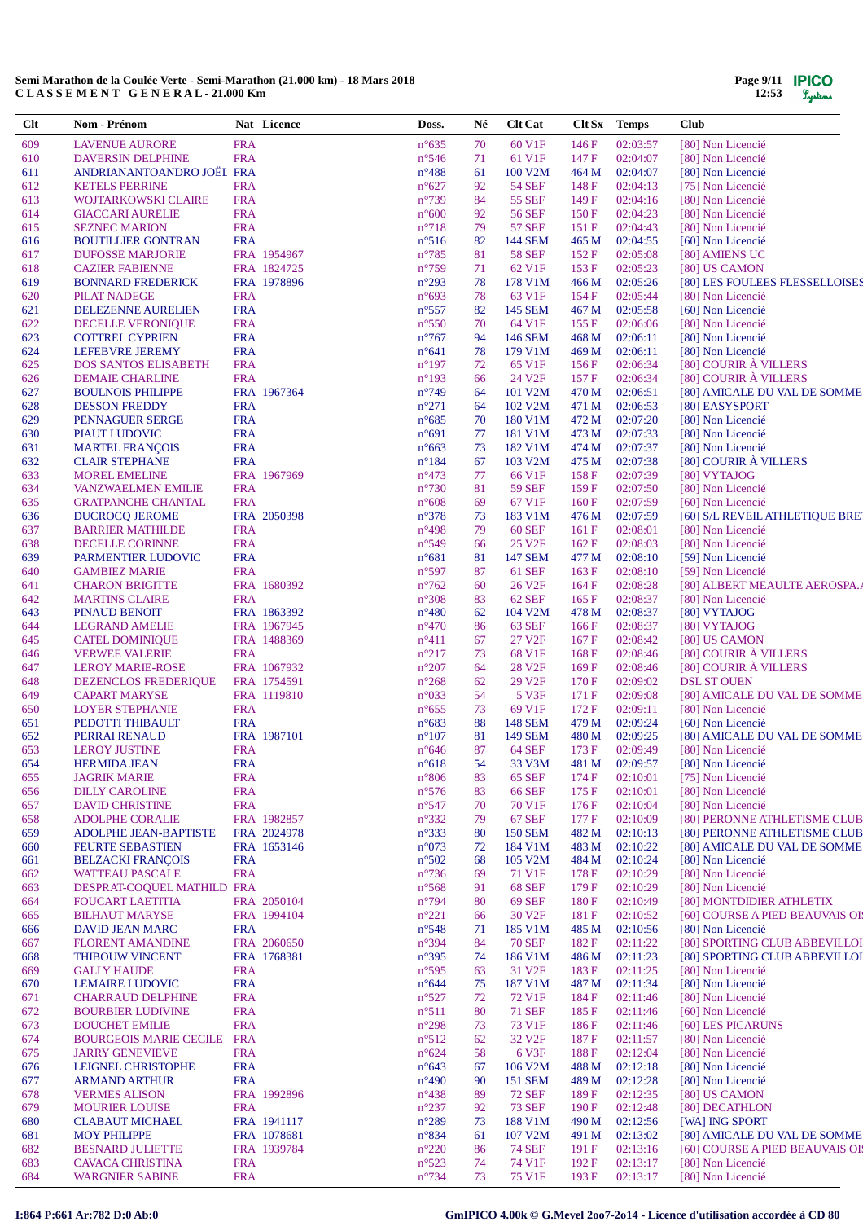**Semi Marathon de la Coulée Verte - Semi-Marathon (21.000 km) - 18 Mars 2018**
**C L A S S E M E N T   G E N E R A L - 21.000 Km**

| Clt | Nom - Prénom | Nat | Licence | Doss. | Né | Clt Cat | Clt Sx | Temps | Club |
|---|---|---|---|---|---|---|---|---|---|
| 609 | LAVENUE AURORE | FRA | | n°635 | 70 | 60 V1F | 146 F | 02:03:57 | [80] Non Licencié |
| 610 | DAVERSIN DELPHINE | FRA | | n°546 | 71 | 61 V1F | 147 F | 02:04:07 | [80] Non Licencié |
| 611 | ANDRIANANTOANDRO JOËL | FRA | | n°488 | 61 | 100 V2M | 464 M | 02:04:07 | [80] Non Licencié |
| 612 | KETELS PERRINE | FRA | | n°627 | 92 | 54 SEF | 148 F | 02:04:13 | [75] Non Licencié |
| 613 | WOJTARKOWSKI CLAIRE | FRA | | n°739 | 84 | 55 SEF | 149 F | 02:04:16 | [80] Non Licencié |
| 614 | GIACCARI AURELIE | FRA | | n°600 | 92 | 56 SEF | 150 F | 02:04:23 | [80] Non Licencié |
| 615 | SEZNEC MARION | FRA | | n°718 | 79 | 57 SEF | 151 F | 02:04:43 | [80] Non Licencié |
| 616 | BOUTILLIER GONTRAN | FRA | | n°516 | 82 | 144 SEM | 465 M | 02:04:55 | [60] Non Licencié |
| 617 | DUFOSSE MARJORIE | FRA | 1954967 | n°785 | 81 | 58 SEF | 152 F | 02:05:08 | [80] AMIENS UC |
| 618 | CAZIER FABIENNE | FRA | 1824725 | n°759 | 71 | 62 V1F | 153 F | 02:05:23 | [80] US CAMON |
| 619 | BONNARD FREDERICK | FRA | 1978896 | n°293 | 78 | 178 V1M | 466 M | 02:05:26 | [80] LES FOULEES FLESSELLOISES |
| 620 | PILAT NADEGE | FRA | | n°693 | 78 | 63 V1F | 154 F | 02:05:44 | [80] Non Licencié |
| 621 | DELEZENNE AURELIEN | FRA | | n°557 | 82 | 145 SEM | 467 M | 02:05:58 | [60] Non Licencié |
| 622 | DECELLE VERONIQUE | FRA | | n°550 | 70 | 64 V1F | 155 F | 02:06:06 | [80] Non Licencié |
| 623 | COTTREL CYPRIEN | FRA | | n°767 | 94 | 146 SEM | 468 M | 02:06:11 | [80] Non Licencié |
| 624 | LEFEBVRE JEREMY | FRA | | n°641 | 78 | 179 V1M | 469 M | 02:06:11 | [80] Non Licencié |
| 625 | DOS SANTOS ELISABETH | FRA | | n°197 | 72 | 65 V1F | 156 F | 02:06:34 | [80] COURIR À VILLERS |
| 626 | DEMAIE CHARLINE | FRA | | n°193 | 66 | 24 V2F | 157 F | 02:06:34 | [80] COURIR À VILLERS |
| 627 | BOULNOIS PHILIPPE | FRA | 1967364 | n°749 | 64 | 101 V2M | 470 M | 02:06:51 | [80] AMICALE DU VAL DE SOMME |
| 628 | DESSON FREDDY | FRA | | n°271 | 64 | 102 V2M | 471 M | 02:06:53 | [80] EASYSPORT |
| 629 | PENNAGUER SERGE | FRA | | n°685 | 70 | 180 V1M | 472 M | 02:07:20 | [80] Non Licencié |
| 630 | PIAUT LUDOVIC | FRA | | n°691 | 77 | 181 V1M | 473 M | 02:07:33 | [80] Non Licencié |
| 631 | MARTEL FRANÇOIS | FRA | | n°663 | 73 | 182 V1M | 474 M | 02:07:37 | [80] Non Licencié |
| 632 | CLAIR STEPHANE | FRA | | n°184 | 67 | 103 V2M | 475 M | 02:07:38 | [80] COURIR À VILLERS |
| 633 | MOREL EMELINE | FRA | 1967969 | n°473 | 77 | 66 V1F | 158 F | 02:07:39 | [80] VYTAJOG |
| 634 | VANZWAELMEN EMILIE | FRA | | n°730 | 81 | 59 SEF | 159 F | 02:07:50 | [80] Non Licencié |
| 635 | GRATPANCHE CHANTAL | FRA | | n°608 | 69 | 67 V1F | 160 F | 02:07:59 | [60] Non Licencié |
| 636 | DUCROCQ JEROME | FRA | 2050398 | n°378 | 73 | 183 V1M | 476 M | 02:07:59 | [60] S/L REVEIL ATHLETIQUE BRET |
| 637 | BARRIER MATHILDE | FRA | | n°498 | 79 | 60 SEF | 161 F | 02:08:01 | [80] Non Licencié |
| 638 | DECELLE CORINNE | FRA | | n°549 | 66 | 25 V2F | 162 F | 02:08:03 | [80] Non Licencié |
| 639 | PARMENTIER LUDOVIC | FRA | | n°681 | 81 | 147 SEM | 477 M | 02:08:10 | [59] Non Licencié |
| 640 | GAMBIEZ MARIE | FRA | | n°597 | 87 | 61 SEF | 163 F | 02:08:10 | [59] Non Licencié |
| 641 | CHARON BRIGITTE | FRA | 1680392 | n°762 | 60 | 26 V2F | 164 F | 02:08:28 | [80] ALBERT MEAULTE AEROSPA./ |
| 642 | MARTINS CLAIRE | FRA | | n°308 | 83 | 62 SEF | 165 F | 02:08:37 | [80] Non Licencié |
| 643 | PINAUD BENOIT | FRA | 1863392 | n°480 | 62 | 104 V2M | 478 M | 02:08:37 | [80] VYTAJOG |
| 644 | LEGRAND AMELIE | FRA | 1967945 | n°470 | 86 | 63 SEF | 166 F | 02:08:37 | [80] VYTAJOG |
| 645 | CATEL DOMINIQUE | FRA | 1488369 | n°411 | 67 | 27 V2F | 167 F | 02:08:42 | [80] US CAMON |
| 646 | VERWEE VALERIE | FRA | | n°217 | 73 | 68 V1F | 168 F | 02:08:46 | [80] COURIR À VILLERS |
| 647 | LEROY MARIE-ROSE | FRA | 1067932 | n°207 | 64 | 28 V2F | 169 F | 02:08:46 | [80] COURIR À VILLERS |
| 648 | DEZENCLOS FREDERIQUE | FRA | 1754591 | n°268 | 62 | 29 V2F | 170 F | 02:09:02 | DSL ST OUEN |
| 649 | CAPART MARYSE | FRA | 1119810 | n°033 | 54 | 5 V3F | 171 F | 02:09:08 | [80] AMICALE DU VAL DE SOMME |
| 650 | LOYER STEPHANIE | FRA | | n°655 | 73 | 69 V1F | 172 F | 02:09:11 | [80] Non Licencié |
| 651 | PEDOTTI THIBAULT | FRA | | n°683 | 88 | 148 SEM | 479 M | 02:09:24 | [60] Non Licencié |
| 652 | PERRAI RENAUD | FRA | 1987101 | n°107 | 81 | 149 SEM | 480 M | 02:09:25 | [80] AMICALE DU VAL DE SOMME |
| 653 | LEROY JUSTINE | FRA | | n°646 | 87 | 64 SEF | 173 F | 02:09:49 | [80] Non Licencié |
| 654 | HERMIDA JEAN | FRA | | n°618 | 54 | 33 V3M | 481 M | 02:09:57 | [80] Non Licencié |
| 655 | JAGRIK MARIE | FRA | | n°806 | 83 | 65 SEF | 174 F | 02:10:01 | [75] Non Licencié |
| 656 | DILLY CAROLINE | FRA | | n°576 | 83 | 66 SEF | 175 F | 02:10:01 | [80] Non Licencié |
| 657 | DAVID CHRISTINE | FRA | | n°547 | 70 | 70 V1F | 176 F | 02:10:04 | [80] Non Licencié |
| 658 | ADOLPHE CORALIE | FRA | 1982857 | n°332 | 79 | 67 SEF | 177 F | 02:10:09 | [80] PERONNE ATHLETISME CLUB |
| 659 | ADOLPHE JEAN-BAPTISTE | FRA | 2024978 | n°333 | 80 | 150 SEM | 482 M | 02:10:13 | [80] PERONNE ATHLETISME CLUB |
| 660 | FEURTE SEBASTIEN | FRA | 1653146 | n°073 | 72 | 184 V1M | 483 M | 02:10:22 | [80] AMICALE DU VAL DE SOMME |
| 661 | BELZACKI FRANÇOIS | FRA | | n°502 | 68 | 105 V2M | 484 M | 02:10:24 | [80] Non Licencié |
| 662 | WATTEAU PASCALE | FRA | | n°736 | 69 | 71 V1F | 178 F | 02:10:29 | [80] Non Licencié |
| 663 | DESPRAT-COQUEL MATHILD | FRA | | n°568 | 91 | 68 SEF | 179 F | 02:10:29 | [80] Non Licencié |
| 664 | FOUCART LAETITIA | FRA | 2050104 | n°794 | 80 | 69 SEF | 180 F | 02:10:49 | [80] MONTDIDIER ATHLETIX |
| 665 | BILHAUT MARYSE | FRA | 1994104 | n°221 | 66 | 30 V2F | 181 F | 02:10:52 | [60] COURSE A PIED BEAUVAIS OI |
| 666 | DAVID JEAN MARC | FRA | | n°548 | 71 | 185 V1M | 485 M | 02:10:56 | [80] Non Licencié |
| 667 | FLORENT AMANDINE | FRA | 2060650 | n°394 | 84 | 70 SEF | 182 F | 02:11:22 | [80] SPORTING CLUB ABBEVILLOI |
| 668 | THIBOUW VINCENT | FRA | 1768381 | n°395 | 74 | 186 V1M | 486 M | 02:11:23 | [80] SPORTING CLUB ABBEVILLOI |
| 669 | GALLY HAUDE | FRA | | n°595 | 63 | 31 V2F | 183 F | 02:11:25 | [80] Non Licencié |
| 670 | LEMAIRE LUDOVIC | FRA | | n°644 | 75 | 187 V1M | 487 M | 02:11:34 | [80] Non Licencié |
| 671 | CHARRAUD DELPHINE | FRA | | n°527 | 72 | 72 V1F | 184 F | 02:11:46 | [80] Non Licencié |
| 672 | BOURBIER LUDIVINE | FRA | | n°511 | 80 | 71 SEF | 185 F | 02:11:46 | [60] Non Licencié |
| 673 | DOUCHET EMILIE | FRA | | n°298 | 73 | 73 V1F | 186 F | 02:11:46 | [60] LES PICARUNS |
| 674 | BOURGEOIS MARIE CECILE | FRA | | n°512 | 62 | 32 V2F | 187 F | 02:11:57 | [80] Non Licencié |
| 675 | JARRY GENEVIEVE | FRA | | n°624 | 58 | 6 V3F | 188 F | 02:12:04 | [80] Non Licencié |
| 676 | LEIGNEL CHRISTOPHE | FRA | | n°643 | 67 | 106 V2M | 488 M | 02:12:18 | [80] Non Licencié |
| 677 | ARMAND ARTHUR | FRA | | n°490 | 90 | 151 SEM | 489 M | 02:12:28 | [80] Non Licencié |
| 678 | VERMES ALISON | FRA | 1992896 | n°438 | 89 | 72 SEF | 189 F | 02:12:35 | [80] US CAMON |
| 679 | MOURIER LOUISE | FRA | | n°237 | 92 | 73 SEF | 190 F | 02:12:48 | [80] DECATHLON |
| 680 | CLABAUT MICHAEL | FRA | 1941117 | n°289 | 73 | 188 V1M | 490 M | 02:12:56 | [WA] ING SPORT |
| 681 | MOY PHILIPPE | FRA | 1078681 | n°834 | 61 | 107 V2M | 491 M | 02:13:02 | [80] AMICALE DU VAL DE SOMME |
| 682 | BESNARD JULIETTE | FRA | 1939784 | n°220 | 86 | 74 SEF | 191 F | 02:13:16 | [60] COURSE A PIED BEAUVAIS OI |
| 683 | CAVACA CHRISTINA | FRA | | n°523 | 74 | 74 V1F | 192 F | 02:13:17 | [80] Non Licencié |
| 684 | WARGNIER SABINE | FRA | | n°734 | 73 | 75 V1F | 193 F | 02:13:17 | [80] Non Licencié |

I:864 P:661 Ar:782 D:0 Ab:0

GmIPICO 4.00k © G.Mevel 2oo7-2o14 - Licence d'utilisation accordée à CD 80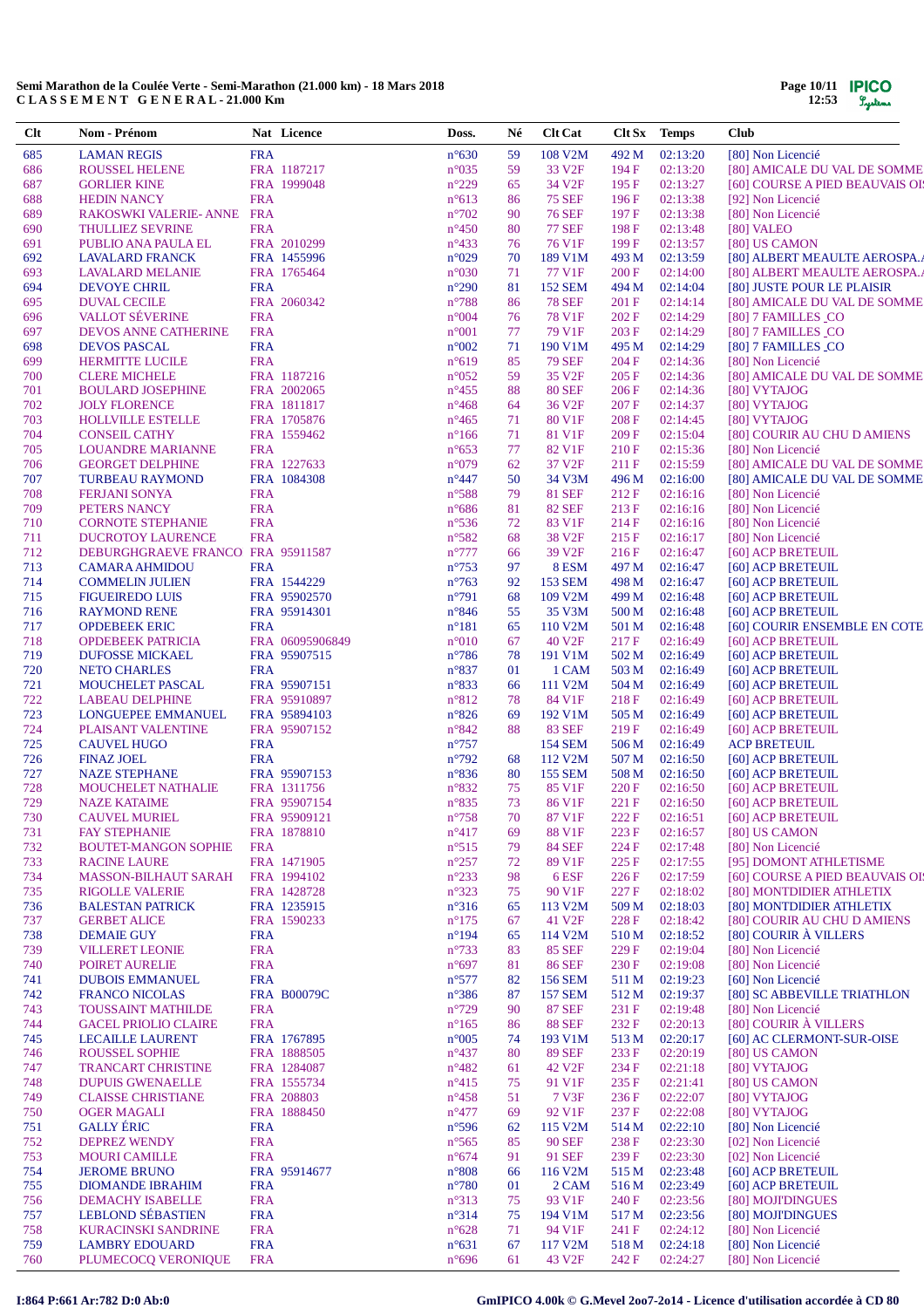**Semi Marathon de la Coulée Verte - Semi-Marathon (21.000 km) - 18 Mars 2018**
**C L A S S E M E N T   G E N E R A L - 21.000 Km**

| Clt | Nom - Prénom | Nat | Licence | Doss. | Né | Clt Cat | Clt Sx | Temps | Club |
|---|---|---|---|---|---|---|---|---|---|
| 685 | LAMAN REGIS | FRA | | n°630 | 59 | 108 V2M | 492 M | 02:13:20 | [80] Non Licencié |
| 686 | ROUSSEL HELENE | FRA | 1187217 | n°035 | 59 | 33 V2F | 194 F | 02:13:20 | [80] AMICALE DU VAL DE SOMME |
| 687 | GORLIER KINE | FRA | 1999048 | n°229 | 65 | 34 V2F | 195 F | 02:13:27 | [60] COURSE A PIED BEAUVAIS OI |
| 688 | HEDIN NANCY | FRA | | n°613 | 86 | 75 SEF | 196 F | 02:13:38 | [92] Non Licencié |
| 689 | RAKOSWKI VALERIE- ANNE | FRA | | n°702 | 90 | 76 SEF | 197 F | 02:13:38 | [80] Non Licencié |
| 690 | THULLIEZ SEVRINE | FRA | | n°450 | 80 | 77 SEF | 198 F | 02:13:48 | [80] VALEO |
| 691 | PUBLIO ANA PAULA EL | FRA | 2010299 | n°433 | 76 | 76 V1F | 199 F | 02:13:57 | [80] US CAMON |
| 692 | LAVALARD FRANCK | FRA | 1455996 | n°029 | 70 | 189 V1M | 493 M | 02:13:59 | [80] ALBERT MEAULTE AEROSPA. |
| 693 | LAVALARD MELANIE | FRA | 1765464 | n°030 | 71 | 77 V1F | 200 F | 02:14:00 | [80] ALBERT MEAULTE AEROSPA. |
| 694 | DEVOYE CHRIL | FRA | | n°290 | 81 | 152 SEM | 494 M | 02:14:04 | [80] JUSTE POUR LE PLAISIR |
| 695 | DUVAL CECILE | FRA | 2060342 | n°788 | 86 | 78 SEF | 201 F | 02:14:14 | [80] AMICALE DU VAL DE SOMME |
| 696 | VALLOT SÉVERINE | FRA | | n°004 | 76 | 78 V1F | 202 F | 02:14:29 | [80] 7 FAMILLES _CO |
| 697 | DEVOS ANNE CATHERINE | FRA | | n°001 | 77 | 79 V1F | 203 F | 02:14:29 | [80] 7 FAMILLES _CO |
| 698 | DEVOS PASCAL | FRA | | n°002 | 71 | 190 V1M | 495 M | 02:14:29 | [80] 7 FAMILLES _CO |
| 699 | HERMITTE LUCILE | FRA | | n°619 | 85 | 79 SEF | 204 F | 02:14:36 | [80] Non Licencié |
| 700 | CLERE MICHELE | FRA | 1187216 | n°052 | 59 | 35 V2F | 205 F | 02:14:36 | [80] AMICALE DU VAL DE SOMME |
| 701 | BOULARD JOSEPHINE | FRA | 2002065 | n°455 | 88 | 80 SEF | 206 F | 02:14:36 | [80] VYTAJOG |
| 702 | JOLY FLORENCE | FRA | 1811817 | n°468 | 64 | 36 V2F | 207 F | 02:14:37 | [80] VYTAJOG |
| 703 | HOLLVILLE ESTELLE | FRA | 1705876 | n°465 | 71 | 80 V1F | 208 F | 02:14:45 | [80] VYTAJOG |
| 704 | CONSEIL CATHY | FRA | 1559462 | n°166 | 71 | 81 V1F | 209 F | 02:15:04 | [80] COURIR AU CHU D AMIENS |
| 705 | LOUANDRE MARIANNE | FRA | | n°653 | 77 | 82 V1F | 210 F | 02:15:36 | [80] Non Licencié |
| 706 | GEORGET DELPHINE | FRA | 1227633 | n°079 | 62 | 37 V2F | 211 F | 02:15:59 | [80] AMICALE DU VAL DE SOMME |
| 707 | TURBEAU RAYMOND | FRA | 1084308 | n°447 | 50 | 34 V3M | 496 M | 02:16:00 | [80] AMICALE DU VAL DE SOMME |
| 708 | FERJANI SONYA | FRA | | n°588 | 79 | 81 SEF | 212 F | 02:16:16 | [80] Non Licencié |
| 709 | PETERS NANCY | FRA | | n°686 | 81 | 82 SEF | 213 F | 02:16:16 | [80] Non Licencié |
| 710 | CORNOTE STEPHANIE | FRA | | n°536 | 72 | 83 V1F | 214 F | 02:16:16 | [80] Non Licencié |
| 711 | DUCROTOY LAURENCE | FRA | | n°582 | 68 | 38 V2F | 215 F | 02:16:17 | [80] Non Licencié |
| 712 | DEBURGHGRAEVE FRANCO | FRA | 95911587 | n°777 | 66 | 39 V2F | 216 F | 02:16:47 | [60] ACP BRETEUIL |
| 713 | CAMARA AHMIDOU | FRA | | n°753 | 97 | 8 ESM | 497 M | 02:16:47 | [60] ACP BRETEUIL |
| 714 | COMMELIN JULIEN | FRA | 1544229 | n°763 | 92 | 153 SEM | 498 M | 02:16:47 | [60] ACP BRETEUIL |
| 715 | FIGUEIREDO LUIS | FRA | 95902570 | n°791 | 68 | 109 V2M | 499 M | 02:16:48 | [60] ACP BRETEUIL |
| 716 | RAYMOND RENE | FRA | 95914301 | n°846 | 55 | 35 V3M | 500 M | 02:16:48 | [60] ACP BRETEUIL |
| 717 | OPDEBEEK ERIC | FRA | | n°181 | 65 | 110 V2M | 501 M | 02:16:48 | [60] COURIR ENSEMBLE EN COTE |
| 718 | OPDEBEEK PATRICIA | FRA | 06095906849 | n°010 | 67 | 40 V2F | 217 F | 02:16:49 | [60] ACP BRETEUIL |
| 719 | DUFOSSE MICKAEL | FRA | 95907515 | n°786 | 78 | 191 V1M | 502 M | 02:16:49 | [60] ACP BRETEUIL |
| 720 | NETO CHARLES | FRA | | n°837 | 01 | 1 CAM | 503 M | 02:16:49 | [60] ACP BRETEUIL |
| 721 | MOUCHELET PASCAL | FRA | 95907151 | n°833 | 66 | 111 V2M | 504 M | 02:16:49 | [60] ACP BRETEUIL |
| 722 | LABEAU DELPHINE | FRA | 95910897 | n°812 | 78 | 84 V1F | 218 F | 02:16:49 | [60] ACP BRETEUIL |
| 723 | LONGUEPEE EMMANUEL | FRA | 95894103 | n°826 | 69 | 192 V1M | 505 M | 02:16:49 | [60] ACP BRETEUIL |
| 724 | PLAISANT VALENTINE | FRA | 95907152 | n°842 | 88 | 83 SEF | 219 F | 02:16:49 | [60] ACP BRETEUIL |
| 725 | CAUVEL HUGO | FRA | | n°757 | | 154 SEM | 506 M | 02:16:49 | ACP BRETEUIL |
| 726 | FINAZ JOEL | FRA | | n°792 | 68 | 112 V2M | 507 M | 02:16:50 | [60] ACP BRETEUIL |
| 727 | NAZE STEPHANE | FRA | 95907153 | n°836 | 80 | 155 SEM | 508 M | 02:16:50 | [60] ACP BRETEUIL |
| 728 | MOUCHELET NATHALIE | FRA | 1311756 | n°832 | 75 | 85 V1F | 220 F | 02:16:50 | [60] ACP BRETEUIL |
| 729 | NAZE KATAIME | FRA | 95907154 | n°835 | 73 | 86 V1F | 221 F | 02:16:50 | [60] ACP BRETEUIL |
| 730 | CAUVEL MURIEL | FRA | 95909121 | n°758 | 70 | 87 V1F | 222 F | 02:16:51 | [60] ACP BRETEUIL |
| 731 | FAY STEPHANIE | FRA | 1878810 | n°417 | 69 | 88 V1F | 223 F | 02:16:57 | [80] US CAMON |
| 732 | BOUTET-MANGON SOPHIE | FRA | | n°515 | 79 | 84 SEF | 224 F | 02:17:48 | [80] Non Licencié |
| 733 | RACINE LAURE | FRA | 1471905 | n°257 | 72 | 89 V1F | 225 F | 02:17:55 | [95] DOMONT ATHLETISME |
| 734 | MASSON-BILHAUT SARAH | FRA | 1994102 | n°233 | 98 | 6 ESF | 226 F | 02:17:59 | [60] COURSE A PIED BEAUVAIS OI |
| 735 | RIGOLLE VALERIE | FRA | 1428728 | n°323 | 75 | 90 V1F | 227 F | 02:18:02 | [80] MONTDIDIER ATHLETIX |
| 736 | BALESTAN PATRICK | FRA | 1235915 | n°316 | 65 | 113 V2M | 509 M | 02:18:03 | [80] MONTDIDIER ATHLETIX |
| 737 | GERBET ALICE | FRA | 1590233 | n°175 | 67 | 41 V2F | 228 F | 02:18:42 | [80] COURIR AU CHU D AMIENS |
| 738 | DEMAIE GUY | FRA | | n°194 | 65 | 114 V2M | 510 M | 02:18:52 | [80] COURIR À VILLERS |
| 739 | VILLERET LEONIE | FRA | | n°733 | 83 | 85 SEF | 229 F | 02:19:04 | [80] Non Licencié |
| 740 | POIRET AURELIE | FRA | | n°697 | 81 | 86 SEF | 230 F | 02:19:08 | [80] Non Licencié |
| 741 | DUBOIS EMMANUEL | FRA | | n°577 | 82 | 156 SEM | 511 M | 02:19:23 | [80] Non Licencié |
| 742 | FRANCO NICOLAS | FRA | B00079C | n°386 | 87 | 157 SEM | 512 M | 02:19:37 | [80] SC ABBEVILLE TRIATHLON |
| 743 | TOUSSAINT MATHILDE | FRA | | n°729 | 90 | 87 SEF | 231 F | 02:19:48 | [80] Non Licencié |
| 744 | GACEL PRIOLIO CLAIRE | FRA | | n°165 | 86 | 88 SEF | 232 F | 02:20:13 | [80] COURIR À VILLERS |
| 745 | LECAILLE LAURENT | FRA | 1767895 | n°005 | 74 | 193 V1M | 513 M | 02:20:17 | [60] AC CLERMONT-SUR-OISE |
| 746 | ROUSSEL SOPHIE | FRA | 1888505 | n°437 | 80 | 89 SEF | 233 F | 02:20:19 | [80] US CAMON |
| 747 | TRANCART CHRISTINE | FRA | 1284087 | n°482 | 61 | 42 V2F | 234 F | 02:21:18 | [80] VYTAJOG |
| 748 | DUPUIS GWENAELLE | FRA | 1555734 | n°415 | 75 | 91 V1F | 235 F | 02:21:41 | [80] US CAMON |
| 749 | CLAISSE CHRISTIANE | FRA | 208803 | n°458 | 51 | 7 V3F | 236 F | 02:22:07 | [80] VYTAJOG |
| 750 | OGER MAGALI | FRA | 1888450 | n°477 | 69 | 92 V1F | 237 F | 02:22:08 | [80] VYTAJOG |
| 751 | GALLY ÉRIC | FRA | | n°596 | 62 | 115 V2M | 514 M | 02:22:10 | [80] Non Licencié |
| 752 | DEPREZ WENDY | FRA | | n°565 | 85 | 90 SEF | 238 F | 02:23:30 | [02] Non Licencié |
| 753 | MOURI CAMILLE | FRA | | n°674 | 91 | 91 SEF | 239 F | 02:23:30 | [02] Non Licencié |
| 754 | JEROME BRUNO | FRA | 95914677 | n°808 | 66 | 116 V2M | 515 M | 02:23:48 | [60] ACP BRETEUIL |
| 755 | DIOMANDE IBRAHIM | FRA | | n°780 | 01 | 2 CAM | 516 M | 02:23:49 | [60] ACP BRETEUIL |
| 756 | DEMACHY ISABELLE | FRA | | n°313 | 75 | 93 V1F | 240 F | 02:23:56 | [80] MOJI'DINGUES |
| 757 | LEBLOND SÉBASTIEN | FRA | | n°314 | 75 | 194 V1M | 517 M | 02:23:56 | [80] MOJI'DINGUES |
| 758 | KURACINSKI SANDRINE | FRA | | n°628 | 71 | 94 V1F | 241 F | 02:24:12 | [80] Non Licencié |
| 759 | LAMBRY EDOUARD | FRA | | n°631 | 67 | 117 V2M | 518 M | 02:24:18 | [80] Non Licencié |
| 760 | PLUMECOCQ VERONIQUE | FRA | | n°696 | 61 | 43 V2F | 242 F | 02:24:27 | [80] Non Licencié |

I:864 P:661 Ar:782 D:0 Ab:0

GmIPICO 4.00k © G.Mevel 2oo7-2o14 - Licence d'utilisation accordée à CD 80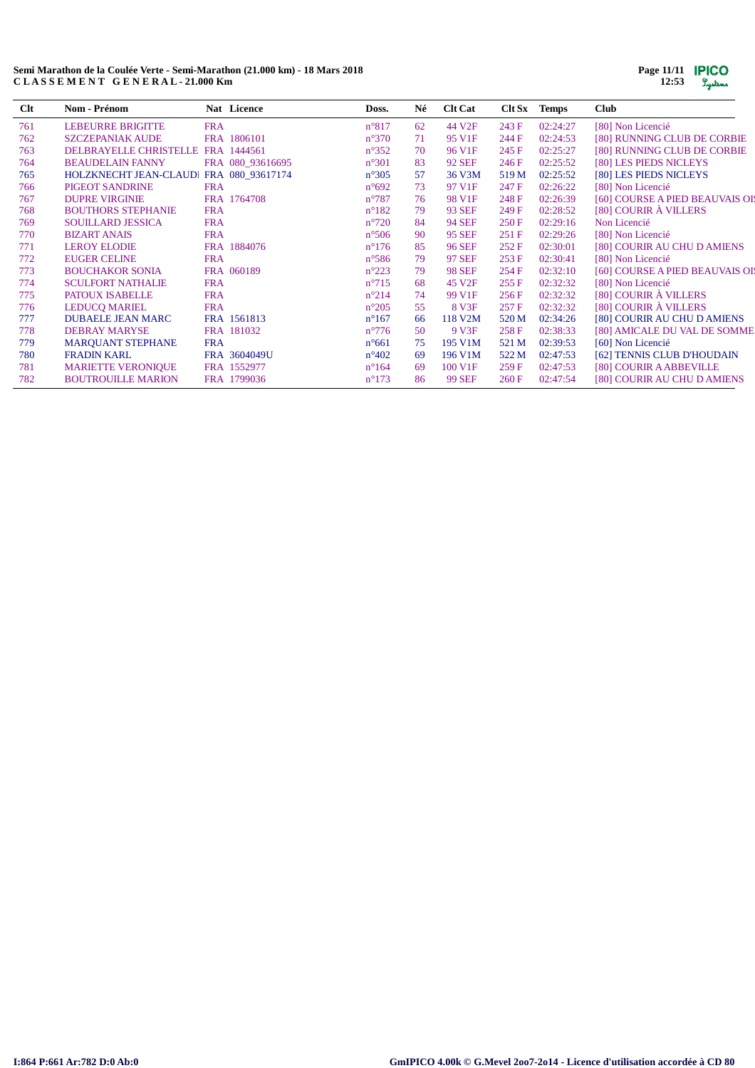**Semi Marathon de la Coulée Verte - Semi-Marathon (21.000 km) - 18 Mars 2018**
**C L A S S E M E N T G E N E R A L - 21.000 Km**

| Clt | Nom - Prénom | Nat | Licence | Doss. | Né | Clt Cat | Clt Sx | Temps | Club |
|---|---|---|---|---|---|---|---|---|---|
| 761 | LEBEURRE BRIGITTE | FRA | | n°817 | 62 | 44 V2F | 243 F | 02:24:27 | [80] Non Licencié |
| 762 | SZCZEPANIAK AUDE | FRA | 1806101 | n°370 | 71 | 95 V1F | 244 F | 02:24:53 | [80] RUNNING CLUB DE CORBIE |
| 763 | DELBRAYELLE CHRISTELLE | FRA | 1444561 | n°352 | 70 | 96 V1F | 245 F | 02:25:27 | [80] RUNNING CLUB DE CORBIE |
| 764 | BEAUDELAIN FANNY | FRA | 080_93616695 | n°301 | 83 | 92 SEF | 246 F | 02:25:52 | [80] LES PIEDS NICLEYS |
| 765 | HOLZKNECHT JEAN-CLAUDI | FRA | 080_93617174 | n°305 | 57 | 36 V3M | 519 M | 02:25:52 | [80] LES PIEDS NICLEYS |
| 766 | PIGEOT SANDRINE | FRA | | n°692 | 73 | 97 V1F | 247 F | 02:26:22 | [80] Non Licencié |
| 767 | DUPRE VIRGINIE | FRA | 1764708 | n°787 | 76 | 98 V1F | 248 F | 02:26:39 | [60] COURSE A PIED BEAUVAIS OI |
| 768 | BOUTHORS STEPHANIE | FRA | | n°182 | 79 | 93 SEF | 249 F | 02:28:52 | [80] COURIR À VILLERS |
| 769 | SOUILLARD JESSICA | FRA | | n°720 | 84 | 94 SEF | 250 F | 02:29:16 | Non Licencié |
| 770 | BIZART ANAIS | FRA | | n°506 | 90 | 95 SEF | 251 F | 02:29:26 | [80] Non Licencié |
| 771 | LEROY ELODIE | FRA | 1884076 | n°176 | 85 | 96 SEF | 252 F | 02:30:01 | [80] COURIR AU CHU D AMIENS |
| 772 | EUGER CELINE | FRA | | n°586 | 79 | 97 SEF | 253 F | 02:30:41 | [80] Non Licencié |
| 773 | BOUCHAKOR SONIA | FRA | 060189 | n°223 | 79 | 98 SEF | 254 F | 02:32:10 | [60] COURSE A PIED BEAUVAIS OI |
| 774 | SCULFORT NATHALIE | FRA | | n°715 | 68 | 45 V2F | 255 F | 02:32:32 | [80] Non Licencié |
| 775 | PATOUX ISABELLE | FRA | | n°214 | 74 | 99 V1F | 256 F | 02:32:32 | [80] COURIR À VILLERS |
| 776 | LEDUCQ MARIEL | FRA | | n°205 | 55 | 8 V3F | 257 F | 02:32:32 | [80] COURIR À VILLERS |
| 777 | DUBAELE JEAN MARC | FRA | 1561813 | n°167 | 66 | 118 V2M | 520 M | 02:34:26 | [80] COURIR AU CHU D AMIENS |
| 778 | DEBRAY MARYSE | FRA | 181032 | n°776 | 50 | 9 V3F | 258 F | 02:38:33 | [80] AMICALE DU VAL DE SOMME |
| 779 | MARQUANT STEPHANE | FRA | | n°661 | 75 | 195 V1M | 521 M | 02:39:53 | [60] Non Licencié |
| 780 | FRADIN KARL | FRA | 3604049U | n°402 | 69 | 196 V1M | 522 M | 02:47:53 | [62] TENNIS CLUB D'HOUDAIN |
| 781 | MARIETTE VERONIQUE | FRA | 1552977 | n°164 | 69 | 100 V1F | 259 F | 02:47:53 | [80] COURIR A ABBEVILLE |
| 782 | BOUTROUILLE MARION | FRA | 1799036 | n°173 | 86 | 99 SEF | 260 F | 02:47:54 | [80] COURIR AU CHU D AMIENS |

I:864 P:661 Ar:782 D:0 Ab:0